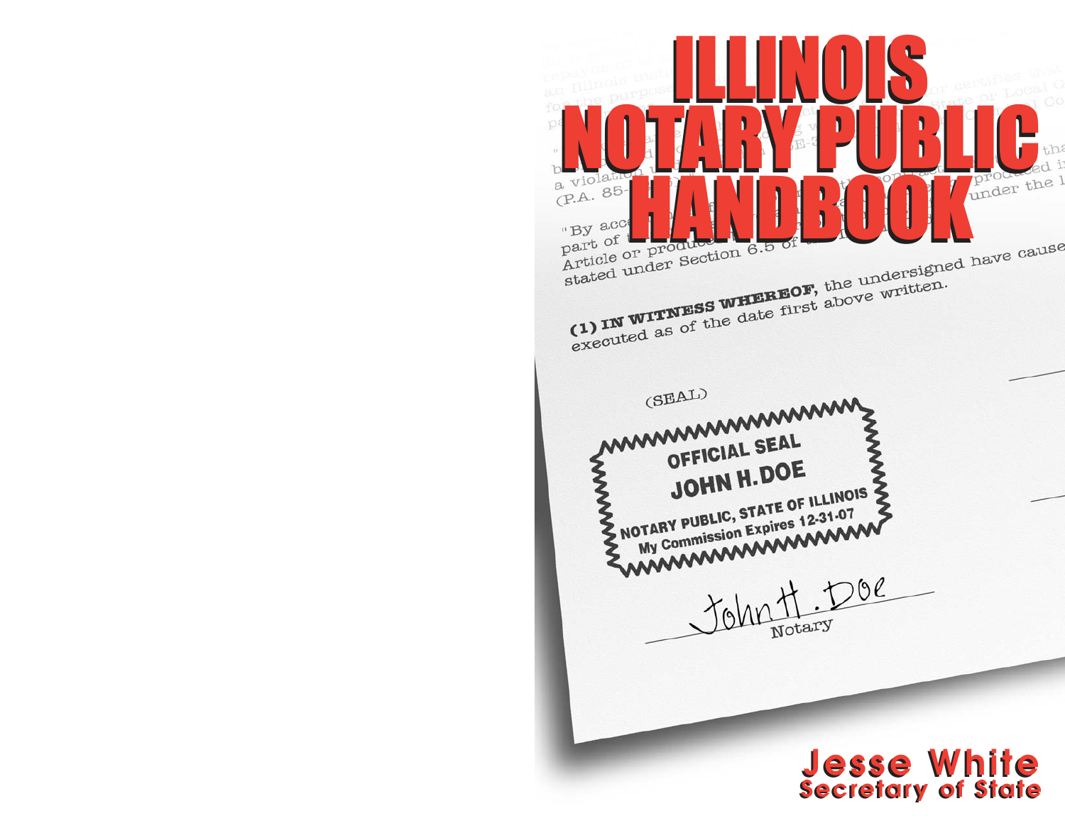# ILLINOIS NOTARY PUBLIC HANDBOOK

**(1) IN WITNESS WHEREOF,** the undersigned have cause executed as of the date first above written.

(SEAL)

OFFICIAL SEAL
JOHN H. DOE
NOTARY PUBLIC, STATE OF ILLINOIS
My Commission Expires 12-31-07

John H. Doe
Notary

**Jesse White**
**Secretary of State**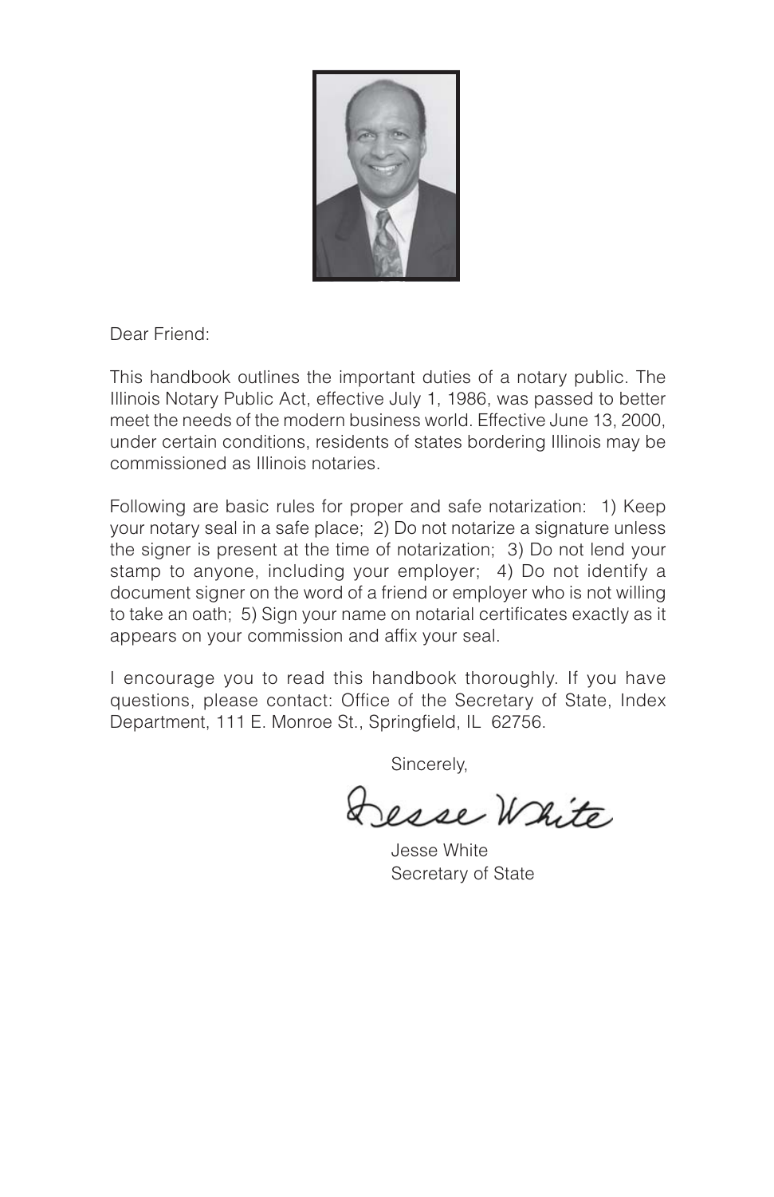Dear Friend:

This handbook outlines the important duties of a notary public. The Illinois Notary Public Act, effective July 1, 1986, was passed to better meet the needs of the modern business world. Effective June 13, 2000, under certain conditions, residents of states bordering Illinois may be commissioned as Illinois notaries.

Following are basic rules for proper and safe notarization: 1) Keep your notary seal in a safe place; 2) Do not notarize a signature unless the signer is present at the time of notarization; 3) Do not lend your stamp to anyone, including your employer; 4) Do not identify a document signer on the word of a friend or employer who is not willing to take an oath; 5) Sign your name on notarial certificates exactly as it appears on your commission and affix your seal.

I encourage you to read this handbook thoroughly. If you have questions, please contact: Office of the Secretary of State, Index Department, 111 E. Monroe St., Springfield, IL 62756.

Sincerely,

Jesse White

Jesse White
Secretary of State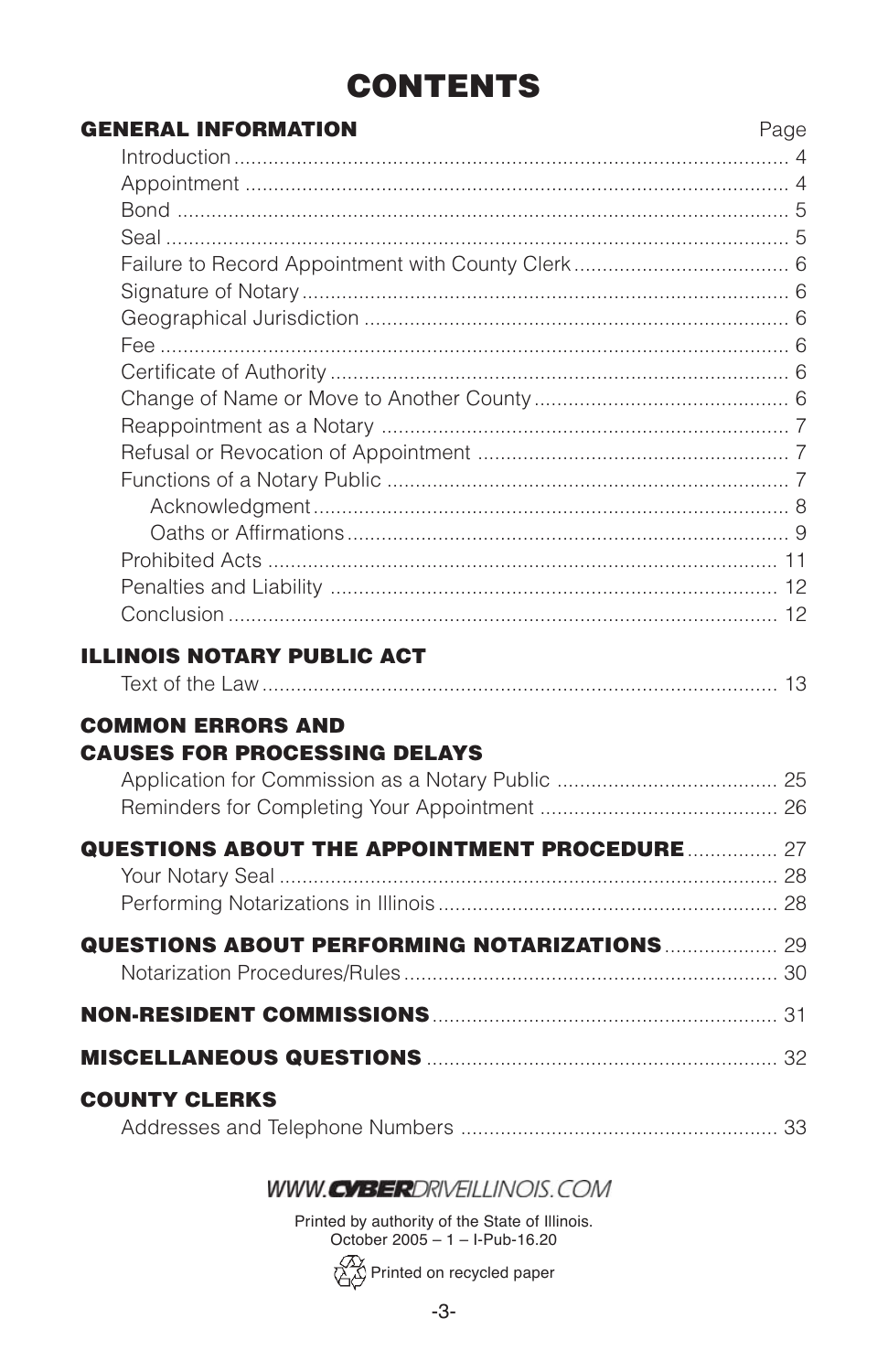# CONTENTS

| GENERAL INFORMATION | Page |
|---|---|
| Introduction | 4 |
| Appointment | 4 |
| Bond | 5 |
| Seal | 5 |
| Failure to Record Appointment with County Clerk | 6 |
| Signature of Notary | 6 |
| Geographical Jurisdiction | 6 |
| Fee | 6 |
| Certificate of Authority | 6 |
| Change of Name or Move to Another County | 6 |
| Reappointment as a Notary | 7 |
| Refusal or Revocation of Appointment | 7 |
| Functions of a Notary Public | 7 |
| Acknowledgment | 8 |
| Oaths or Affirmations | 9 |
| Prohibited Acts | 11 |
| Penalties and Liability | 12 |
| Conclusion | 12 |
| **ILLINOIS NOTARY PUBLIC ACT** | |
| Text of the Law | 13 |
| **COMMON ERRORS AND CAUSES FOR PROCESSING DELAYS** | |
| Application for Commission as a Notary Public | 25 |
| Reminders for Completing Your Appointment | 26 |
| **QUESTIONS ABOUT THE APPOINTMENT PROCEDURE** | 27 |
| Your Notary Seal | 28 |
| Performing Notarizations in Illinois | 28 |
| **QUESTIONS ABOUT PERFORMING NOTARIZATIONS** | 29 |
| Notarization Procedures/Rules | 30 |
| **NON-RESIDENT COMMISSIONS** | 31 |
| **MISCELLANEOUS QUESTIONS** | 32 |
| **COUNTY CLERKS** | |
| Addresses and Telephone Numbers | 33 |

WWW.CYBERDRIVEILLINOIS.COM

Printed by authority of the State of Illinois.
October 2005 – 1 – I-Pub-16.20

Printed on recycled paper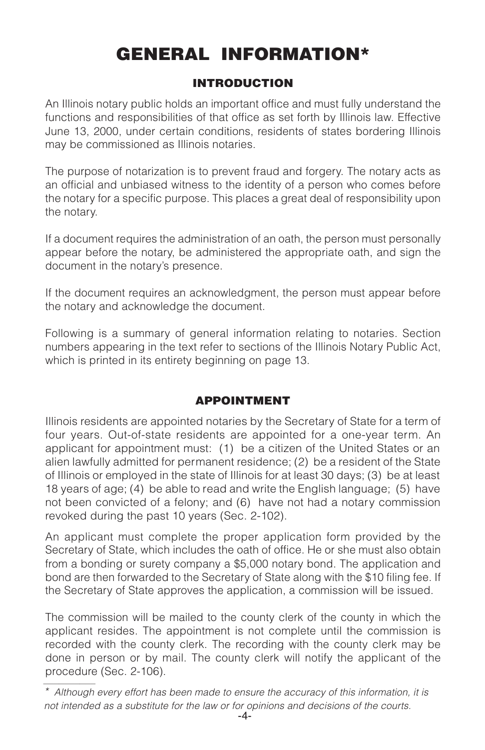# GENERAL INFORMATION*

## INTRODUCTION

An Illinois notary public holds an important office and must fully understand the functions and responsibilities of that office as set forth by Illinois law. Effective June 13, 2000, under certain conditions, residents of states bordering Illinois may be commissioned as Illinois notaries.

The purpose of notarization is to prevent fraud and forgery. The notary acts as an official and unbiased witness to the identity of a person who comes before the notary for a specific purpose. This places a great deal of responsibility upon the notary.

If a document requires the administration of an oath, the person must personally appear before the notary, be administered the appropriate oath, and sign the document in the notary's presence.

If the document requires an acknowledgment, the person must appear before the notary and acknowledge the document.

Following is a summary of general information relating to notaries. Section numbers appearing in the text refer to sections of the Illinois Notary Public Act, which is printed in its entirety beginning on page 13.

## APPOINTMENT

Illinois residents are appointed notaries by the Secretary of State for a term of four years. Out-of-state residents are appointed for a one-year term. An applicant for appointment must: (1) be a citizen of the United States or an alien lawfully admitted for permanent residence; (2) be a resident of the State of Illinois or employed in the state of Illinois for at least 30 days; (3) be at least 18 years of age; (4) be able to read and write the English language; (5) have not been convicted of a felony; and (6) have not had a notary commission revoked during the past 10 years (Sec. 2-102).

An applicant must complete the proper application form provided by the Secretary of State, which includes the oath of office. He or she must also obtain from a bonding or surety company a $5,000 notary bond. The application and bond are then forwarded to the Secretary of State along with the $10 filing fee. If the Secretary of State approves the application, a commission will be issued.

The commission will be mailed to the county clerk of the county in which the applicant resides. The appointment is not complete until the commission is recorded with the county clerk. The recording with the county clerk may be done in person or by mail. The county clerk will notify the applicant of the procedure (Sec. 2-106).

---

*\* Although every effort has been made to ensure the accuracy of this information, it is not intended as a substitute for the law or for opinions and decisions of the courts.*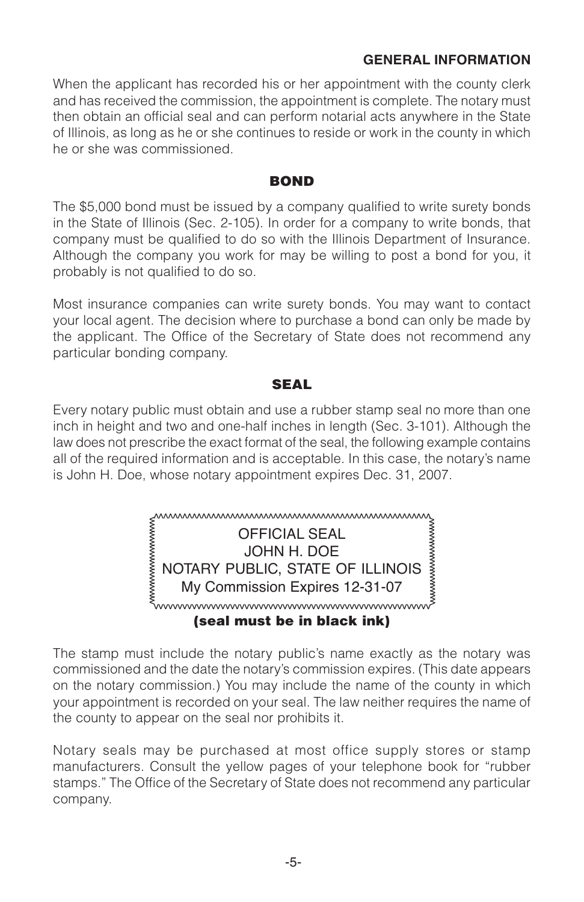## GENERAL INFORMATION

When the applicant has recorded his or her appointment with the county clerk and has received the commission, the appointment is complete. The notary must then obtain an official seal and can perform notarial acts anywhere in the State of Illinois, as long as he or she continues to reside or work in the county in which he or she was commissioned.

### BOND

The $5,000 bond must be issued by a company qualified to write surety bonds in the State of Illinois (Sec. 2-105). In order for a company to write bonds, that company must be qualified to do so with the Illinois Department of Insurance. Although the company you work for may be willing to post a bond for you, it probably is not qualified to do so.

Most insurance companies can write surety bonds. You may want to contact your local agent. The decision where to purchase a bond can only be made by the applicant. The Office of the Secretary of State does not recommend any particular bonding company.

### SEAL

Every notary public must obtain and use a rubber stamp seal no more than one inch in height and two and one-half inches in length (Sec. 3-101). Although the law does not prescribe the exact format of the seal, the following example contains all of the required information and is acceptable. In this case, the notary's name is John H. Doe, whose notary appointment expires Dec. 31, 2007.

OFFICIAL SEAL
JOHN H. DOE
NOTARY PUBLIC, STATE OF ILLINOIS
My Commission Expires 12-31-07

**(seal must be in black ink)**

The stamp must include the notary public's name exactly as the notary was commissioned and the date the notary's commission expires. (This date appears on the notary commission.) You may include the name of the county in which your appointment is recorded on your seal. The law neither requires the name of the county to appear on the seal nor prohibits it.

Notary seals may be purchased at most office supply stores or stamp manufacturers. Consult the yellow pages of your telephone book for "rubber stamps." The Office of the Secretary of State does not recommend any particular company.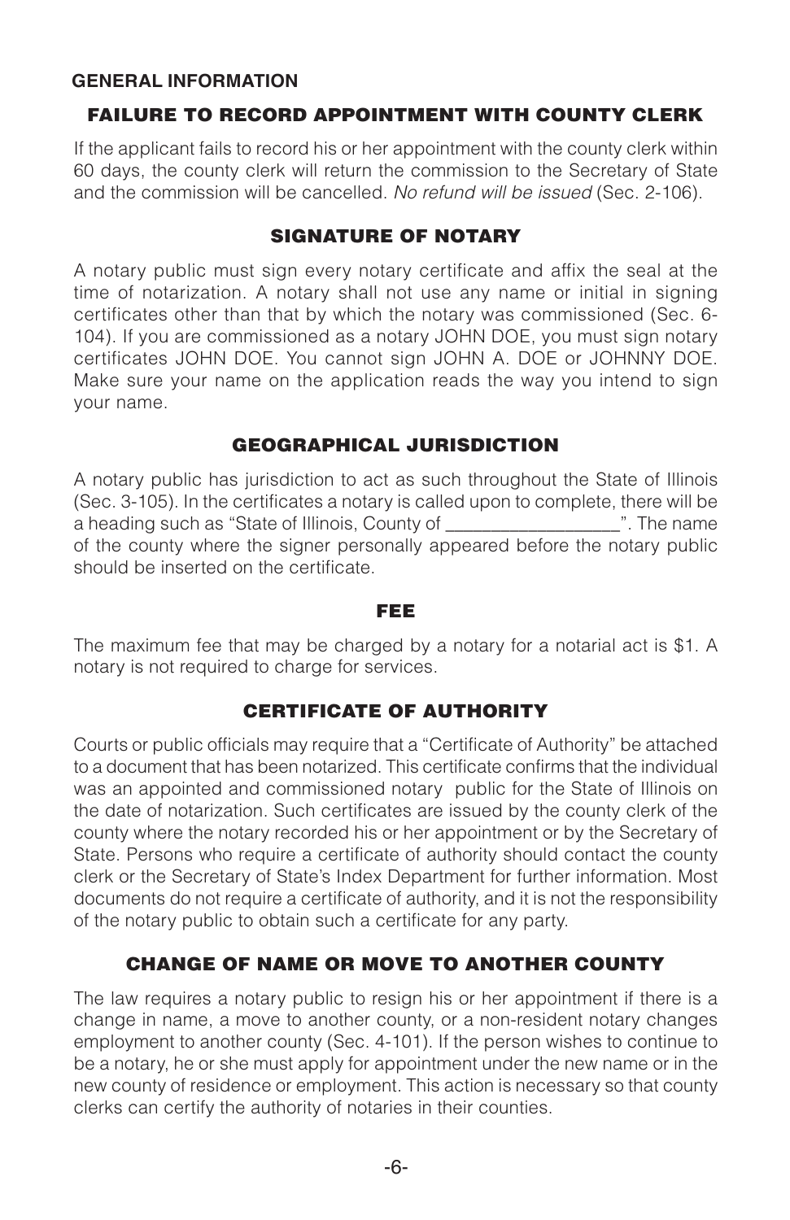## GENERAL INFORMATION

### FAILURE TO RECORD APPOINTMENT WITH COUNTY CLERK

If the applicant fails to record his or her appointment with the county clerk within 60 days, the county clerk will return the commission to the Secretary of State and the commission will be cancelled. *No refund will be issued* (Sec. 2-106).

### SIGNATURE OF NOTARY

A notary public must sign every notary certificate and affix the seal at the time of notarization. A notary shall not use any name or initial in signing certificates other than that by which the notary was commissioned (Sec. 6-104). If you are commissioned as a notary JOHN DOE, you must sign notary certificates JOHN DOE. You cannot sign JOHN A. DOE or JOHNNY DOE. Make sure your name on the application reads the way you intend to sign your name.

### GEOGRAPHICAL JURISDICTION

A notary public has jurisdiction to act as such throughout the State of Illinois (Sec. 3-105). In the certificates a notary is called upon to complete, there will be a heading such as "State of Illinois, County of ________________". The name of the county where the signer personally appeared before the notary public should be inserted on the certificate.

### FEE

The maximum fee that may be charged by a notary for a notarial act is $1. A notary is not required to charge for services.

### CERTIFICATE OF AUTHORITY

Courts or public officials may require that a "Certificate of Authority" be attached to a document that has been notarized. This certificate confirms that the individual was an appointed and commissioned notary public for the State of Illinois on the date of notarization. Such certificates are issued by the county clerk of the county where the notary recorded his or her appointment or by the Secretary of State. Persons who require a certificate of authority should contact the county clerk or the Secretary of State's Index Department for further information. Most documents do not require a certificate of authority, and it is not the responsibility of the notary public to obtain such a certificate for any party.

### CHANGE OF NAME OR MOVE TO ANOTHER COUNTY

The law requires a notary public to resign his or her appointment if there is a change in name, a move to another county, or a non-resident notary changes employment to another county (Sec. 4-101). If the person wishes to continue to be a notary, he or she must apply for appointment under the new name or in the new county of residence or employment. This action is necessary so that county clerks can certify the authority of notaries in their counties.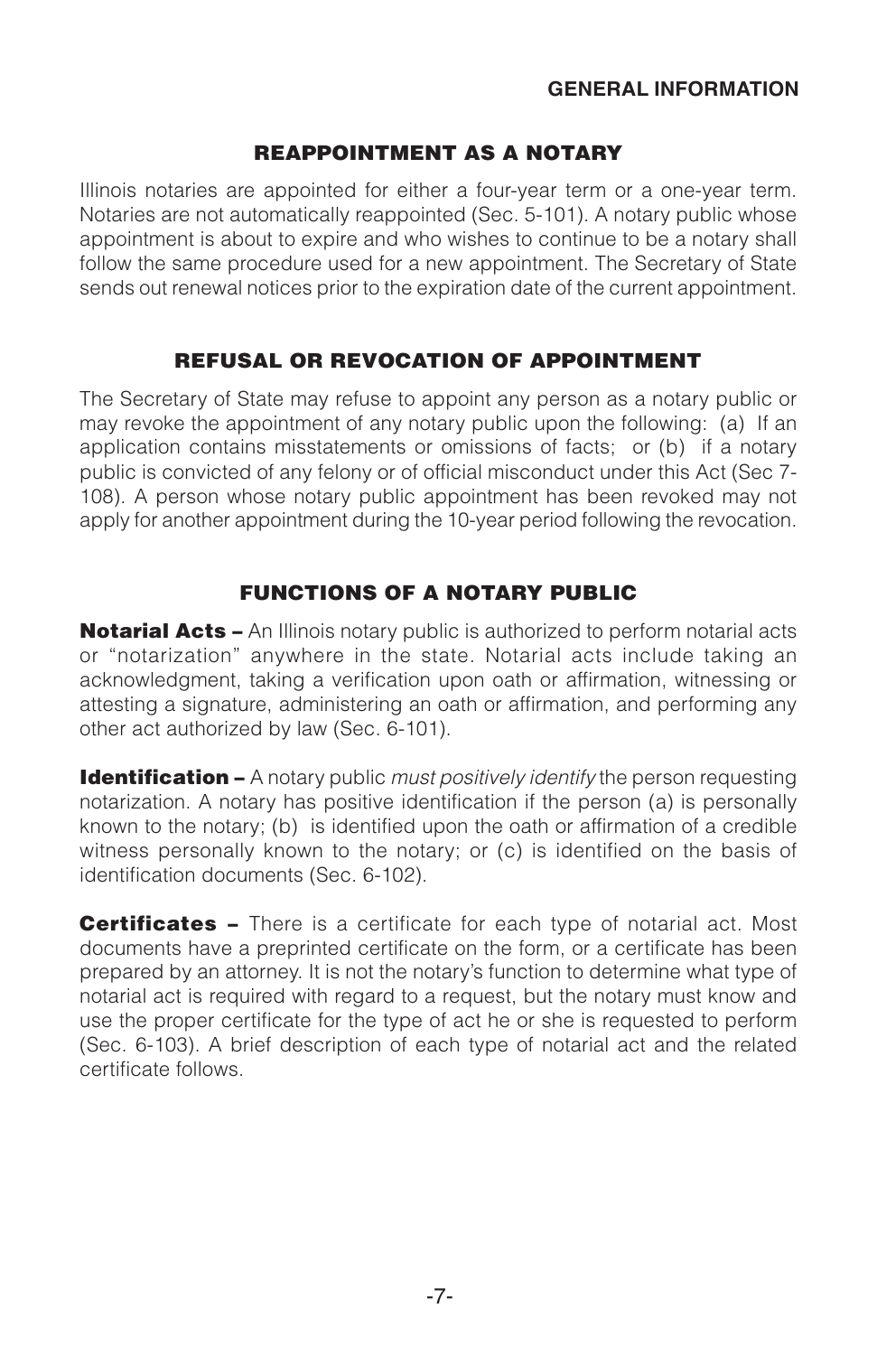## REAPPOINTMENT AS A NOTARY

Illinois notaries are appointed for either a four-year term or a one-year term. Notaries are not automatically reappointed (Sec. 5-101). A notary public whose appointment is about to expire and who wishes to continue to be a notary shall follow the same procedure used for a new appointment. The Secretary of State sends out renewal notices prior to the expiration date of the current appointment.

## REFUSAL OR REVOCATION OF APPOINTMENT

The Secretary of State may refuse to appoint any person as a notary public or may revoke the appointment of any notary public upon the following: (a) If an application contains misstatements or omissions of facts; or (b) if a notary public is convicted of any felony or of official misconduct under this Act (Sec 7-108). A person whose notary public appointment has been revoked may not apply for another appointment during the 10-year period following the revocation.

## FUNCTIONS OF A NOTARY PUBLIC

**Notarial Acts –** An Illinois notary public is authorized to perform notarial acts or "notarization" anywhere in the state. Notarial acts include taking an acknowledgment, taking a verification upon oath or affirmation, witnessing or attesting a signature, administering an oath or affirmation, and performing any other act authorized by law (Sec. 6-101).

**Identification –** A notary public *must positively identify* the person requesting notarization. A notary has positive identification if the person (a) is personally known to the notary; (b) is identified upon the oath or affirmation of a credible witness personally known to the notary; or (c) is identified on the basis of identification documents (Sec. 6-102).

**Certificates –** There is a certificate for each type of notarial act. Most documents have a preprinted certificate on the form, or a certificate has been prepared by an attorney. It is not the notary's function to determine what type of notarial act is required with regard to a request, but the notary must know and use the proper certificate for the type of act he or she is requested to perform (Sec. 6-103). A brief description of each type of notarial act and the related certificate follows.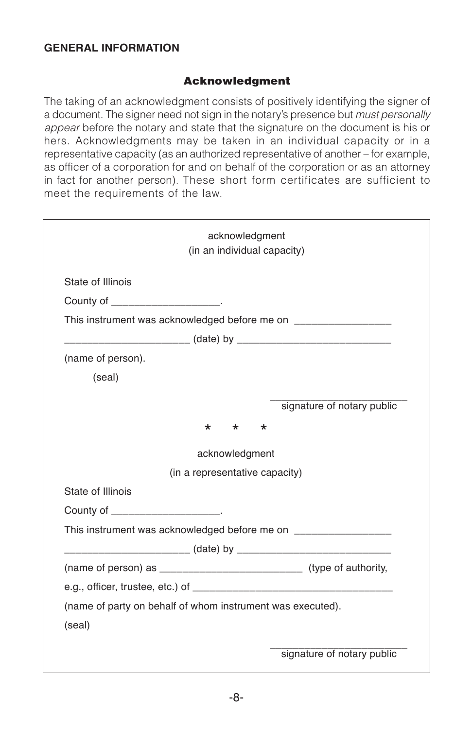**GENERAL INFORMATION**

## Acknowledgment

The taking of an acknowledgment consists of positively identifying the signer of a document. The signer need not sign in the notary's presence but *must personally appear* before the notary and state that the signature on the document is his or hers. Acknowledgments may be taken in an individual capacity or in a representative capacity (as an authorized representative of another – for example, as officer of a corporation for and on behalf of the corporation or as an attorney in fact for another person). These short form certificates are sufficient to meet the requirements of the law.

acknowledgment
(in an individual capacity)

State of Illinois

County of ___________________.

This instrument was acknowledged before me on _________________

______________________ (date) by ___________________________

(name of person).

(seal)

________________________
signature of notary public

\* \* \*

acknowledgment

(in a representative capacity)

State of Illinois

County of ___________________.

This instrument was acknowledged before me on _________________

______________________ (date) by ___________________________

(name of person) as _________________________ (type of authority,

e.g., officer, trustee, etc.) of ___________________________________

(name of party on behalf of whom instrument was executed).

(seal)

________________________
signature of notary public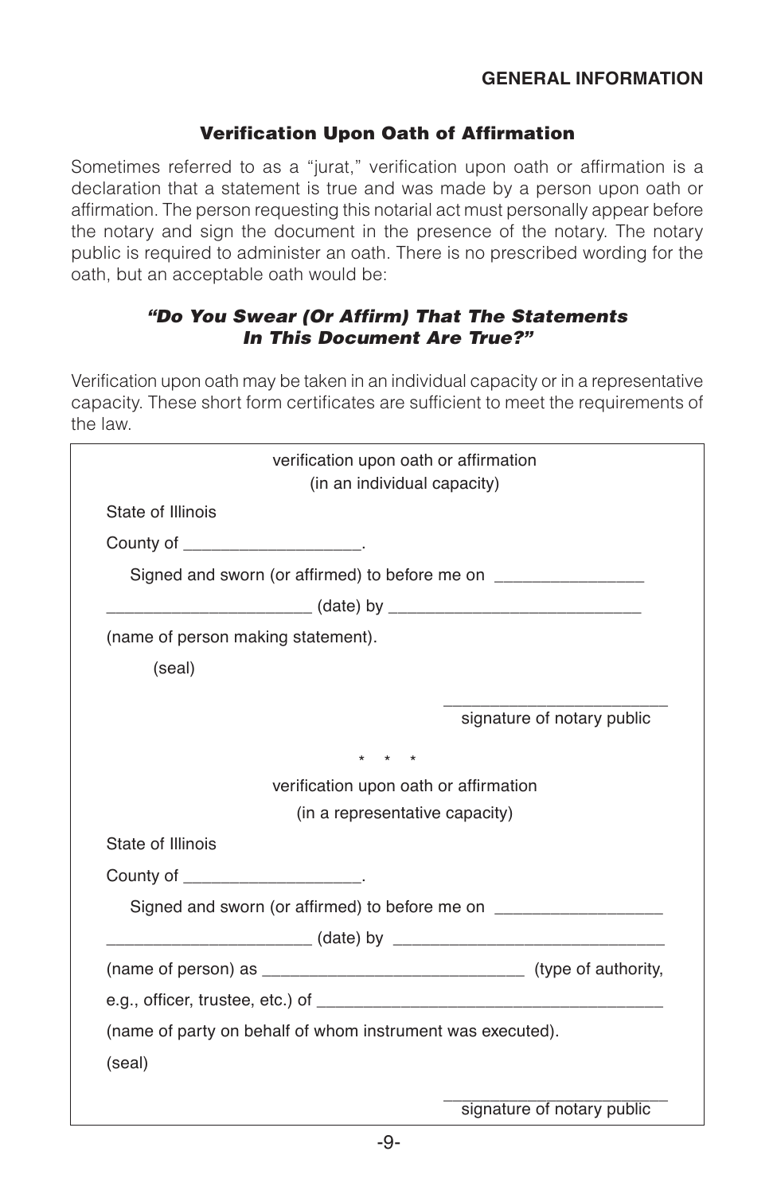## Verification Upon Oath of Affirmation

Sometimes referred to as a "jurat," verification upon oath or affirmation is a declaration that a statement is true and was made by a person upon oath or affirmation. The person requesting this notarial act must personally appear before the notary and sign the document in the presence of the notary. The notary public is required to administer an oath. There is no prescribed wording for the oath, but an acceptable oath would be:

***"Do You Swear (Or Affirm) That The Statements In This Document Are True?"***

Verification upon oath may be taken in an individual capacity or in a representative capacity. These short form certificates are sufficient to meet the requirements of the law.

verification upon oath or affirmation
(in an individual capacity)

State of Illinois

County of ___________________.

Signed and sworn (or affirmed) to before me on ________________

______________________ (date) by ___________________________

(name of person making statement).

(seal)

________________________
signature of notary public

\* \* \*

verification upon oath or affirmation
(in a representative capacity)

State of Illinois

County of ___________________.

Signed and sworn (or affirmed) to before me on __________________

______________________ (date) by ______________________________

(name of person) as ____________________________ (type of authority,

e.g., officer, trustee, etc.) of ______________________________________

(name of party on behalf of whom instrument was executed).

(seal)

________________________
signature of notary public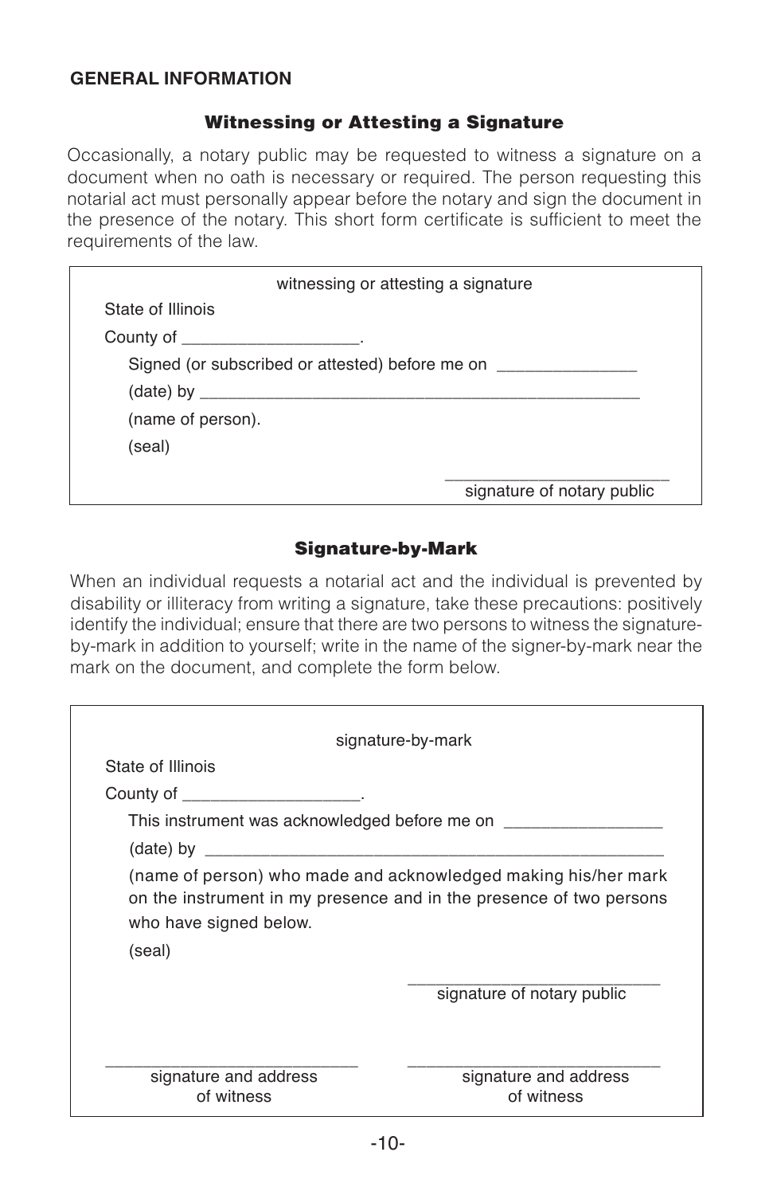## GENERAL INFORMATION

### Witnessing or Attesting a Signature

Occasionally, a notary public may be requested to witness a signature on a document when no oath is necessary or required. The person requesting this notarial act must personally appear before the notary and sign the document in the presence of the notary. This short form certificate is sufficient to meet the requirements of the law.

> witnessing or attesting a signature
>
> State of Illinois
>
> County of ___________________.
>
> Signed (or subscribed or attested) before me on _______________
>
> (date) by _________________________________________________
>
> (name of person).
>
> (seal)
>
> _________________________
>
> signature of notary public

### Signature-by-Mark

When an individual requests a notarial act and the individual is prevented by disability or illiteracy from writing a signature, take these precautions: positively identify the individual; ensure that there are two persons to witness the signature-by-mark in addition to yourself; write in the name of the signer-by-mark near the mark on the document, and complete the form below.

> signature-by-mark
>
> State of Illinois
>
> County of ___________________.
>
> This instrument was acknowledged before me on _________________
>
> (date) by ___________________________________________________
>
> (name of person) who made and acknowledged making his/her mark on the instrument in my presence and in the presence of two persons who have signed below.
>
> (seal)
>
> ____________________________
>
> signature of notary public
>
> ____________________________ ____________________________
>
> signature and address of witness signature and address of witness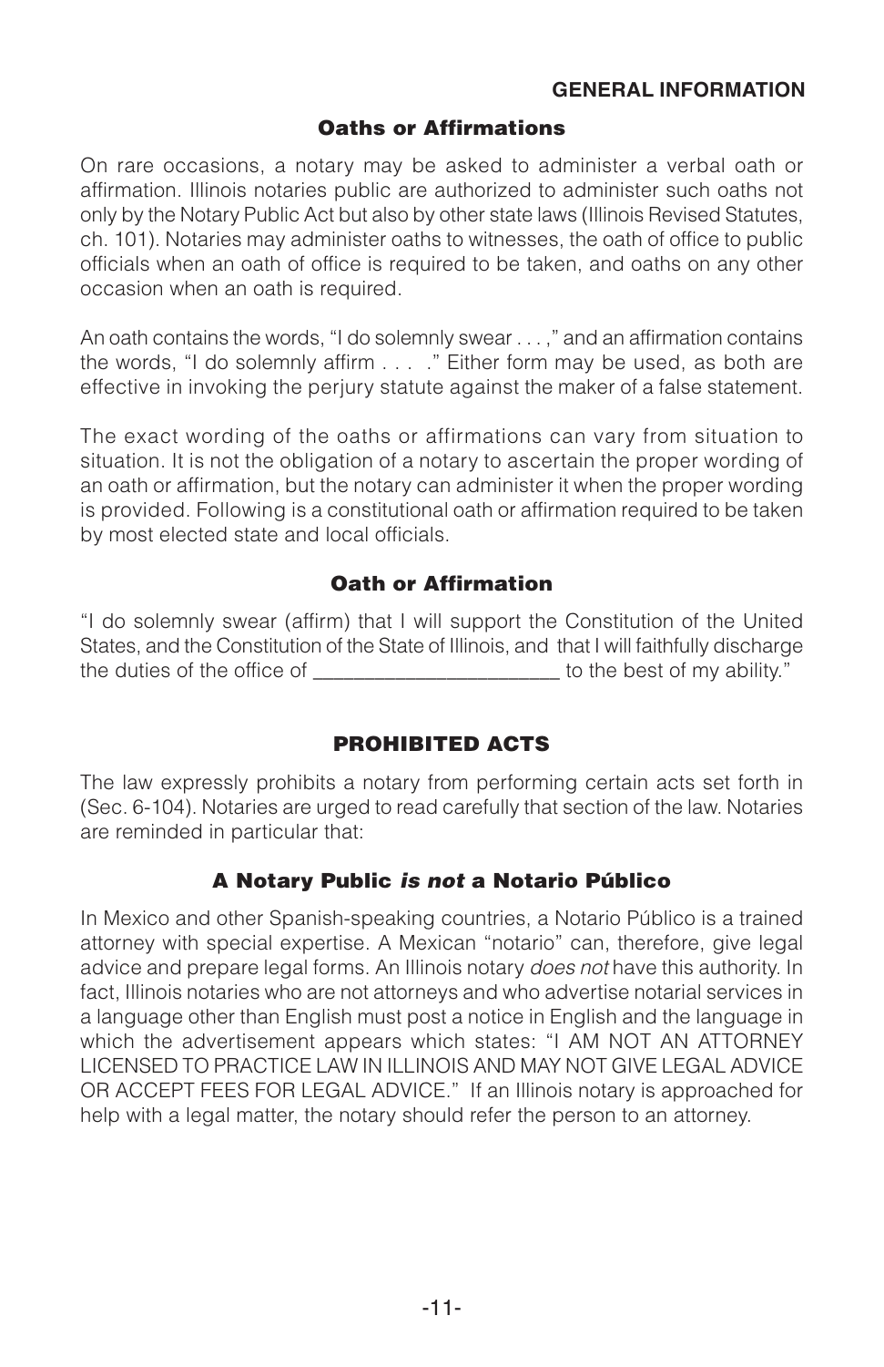## Oaths or Affirmations

On rare occasions, a notary may be asked to administer a verbal oath or affirmation. Illinois notaries public are authorized to administer such oaths not only by the Notary Public Act but also by other state laws (Illinois Revised Statutes, ch. 101). Notaries may administer oaths to witnesses, the oath of office to public officials when an oath of office is required to be taken, and oaths on any other occasion when an oath is required.

An oath contains the words, "I do solemnly swear . . . ," and an affirmation contains the words, "I do solemnly affirm . . . ." Either form may be used, as both are effective in invoking the perjury statute against the maker of a false statement.

The exact wording of the oaths or affirmations can vary from situation to situation. It is not the obligation of a notary to ascertain the proper wording of an oath or affirmation, but the notary can administer it when the proper wording is provided. Following is a constitutional oath or affirmation required to be taken by most elected state and local officials.

### Oath or Affirmation

"I do solemnly swear (affirm) that I will support the Constitution of the United States, and the Constitution of the State of Illinois, and that I will faithfully discharge the duties of the office of ______________________ to the best of my ability."

## PROHIBITED ACTS

The law expressly prohibits a notary from performing certain acts set forth in (Sec. 6-104). Notaries are urged to read carefully that section of the law. Notaries are reminded in particular that:

### A Notary Public *is not* a Notario Público

In Mexico and other Spanish-speaking countries, a Notario Público is a trained attorney with special expertise. A Mexican "notario" can, therefore, give legal advice and prepare legal forms. An Illinois notary *does not* have this authority. In fact, Illinois notaries who are not attorneys and who advertise notarial services in a language other than English must post a notice in English and the language in which the advertisement appears which states: "I AM NOT AN ATTORNEY LICENSED TO PRACTICE LAW IN ILLINOIS AND MAY NOT GIVE LEGAL ADVICE OR ACCEPT FEES FOR LEGAL ADVICE." If an Illinois notary is approached for help with a legal matter, the notary should refer the person to an attorney.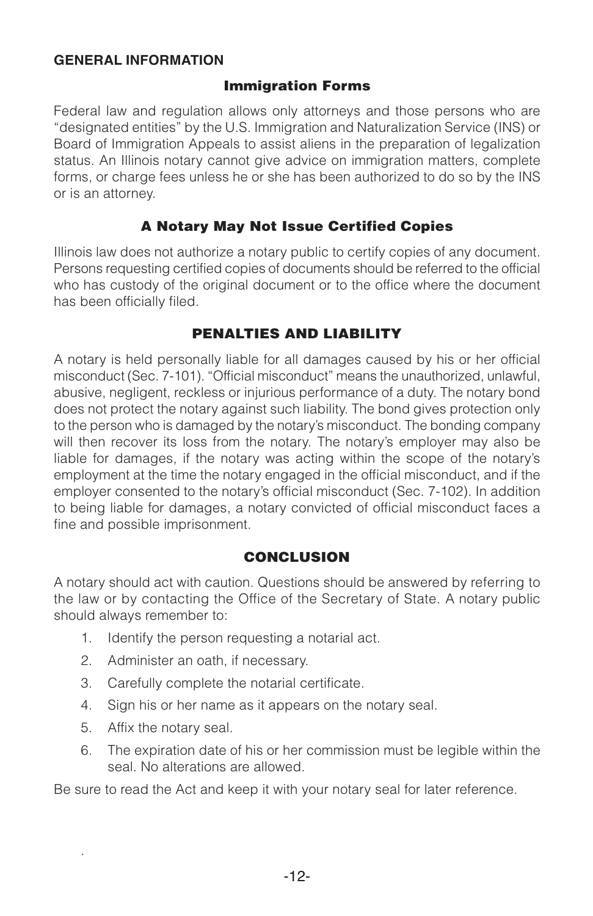## GENERAL INFORMATION

### Immigration Forms

Federal law and regulation allows only attorneys and those persons who are "designated entities" by the U.S. Immigration and Naturalization Service (INS) or Board of Immigration Appeals to assist aliens in the preparation of legalization status. An Illinois notary cannot give advice on immigration matters, complete forms, or charge fees unless he or she has been authorized to do so by the INS or is an attorney.

### A Notary May Not Issue Certified Copies

Illinois law does not authorize a notary public to certify copies of any document. Persons requesting certified copies of documents should be referred to the official who has custody of the original document or to the office where the document has been officially filed.

## PENALTIES AND LIABILITY

A notary is held personally liable for all damages caused by his or her official misconduct (Sec. 7-101). "Official misconduct" means the unauthorized, unlawful, abusive, negligent, reckless or injurious performance of a duty. The notary bond does not protect the notary against such liability. The bond gives protection only to the person who is damaged by the notary's misconduct. The bonding company will then recover its loss from the notary. The notary's employer may also be liable for damages, if the notary was acting within the scope of the notary's employment at the time the notary engaged in the official misconduct, and if the employer consented to the notary's official misconduct (Sec. 7-102). In addition to being liable for damages, a notary convicted of official misconduct faces a fine and possible imprisonment.

## CONCLUSION

A notary should act with caution. Questions should be answered by referring to the law or by contacting the Office of the Secretary of State. A notary public should always remember to:

1. Identify the person requesting a notarial act.
2. Administer an oath, if necessary.
3. Carefully complete the notarial certificate.
4. Sign his or her name as it appears on the notary seal.
5. Affix the notary seal.
6. The expiration date of his or her commission must be legible within the seal. No alterations are allowed.

Be sure to read the Act and keep it with your notary seal for later reference.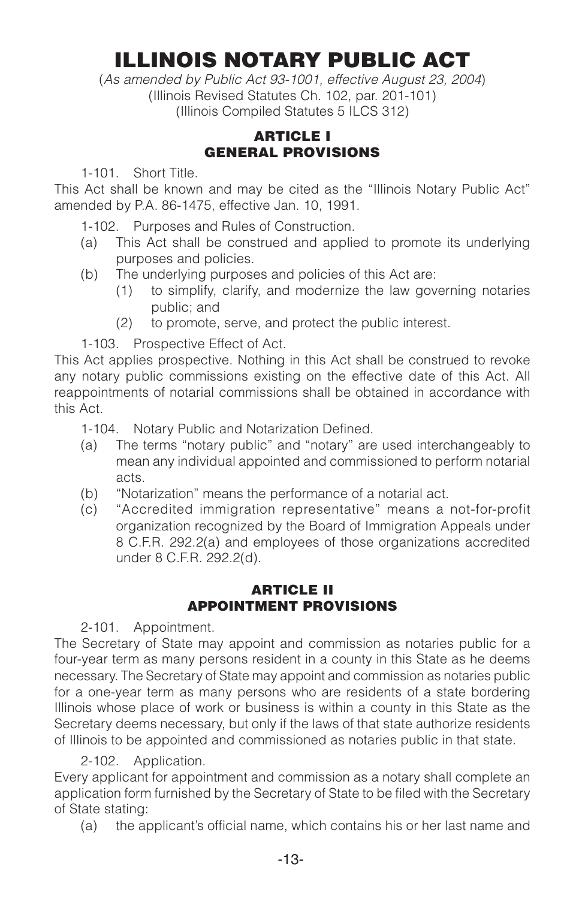# ILLINOIS NOTARY PUBLIC ACT

(*As amended by Public Act 93-1001, effective August 23, 2004*)
(Illinois Revised Statutes Ch. 102, par. 201-101)
(Illinois Compiled Statutes 5 ILCS 312)

## ARTICLE I
## GENERAL PROVISIONS

1-101. Short Title.

This Act shall be known and may be cited as the "Illinois Notary Public Act" amended by P.A. 86-1475, effective Jan. 10, 1991.

1-102. Purposes and Rules of Construction.

(a) This Act shall be construed and applied to promote its underlying purposes and policies.

(b) The underlying purposes and policies of this Act are:

  (1) to simplify, clarify, and modernize the law governing notaries public; and

  (2) to promote, serve, and protect the public interest.

1-103. Prospective Effect of Act.

This Act applies prospective. Nothing in this Act shall be construed to revoke any notary public commissions existing on the effective date of this Act. All reappointments of notarial commissions shall be obtained in accordance with this Act.

1-104. Notary Public and Notarization Defined.

(a) The terms "notary public" and "notary" are used interchangeably to mean any individual appointed and commissioned to perform notarial acts.

(b) "Notarization" means the performance of a notarial act.

(c) "Accredited immigration representative" means a not-for-profit organization recognized by the Board of Immigration Appeals under 8 C.F.R. 292.2(a) and employees of those organizations accredited under 8 C.F.R. 292.2(d).

## ARTICLE II
## APPOINTMENT PROVISIONS

2-101. Appointment.

The Secretary of State may appoint and commission as notaries public for a four-year term as many persons resident in a county in this State as he deems necessary. The Secretary of State may appoint and commission as notaries public for a one-year term as many persons who are residents of a state bordering Illinois whose place of work or business is within a county in this State as the Secretary deems necessary, but only if the laws of that state authorize residents of Illinois to be appointed and commissioned as notaries public in that state.

2-102. Application.

Every applicant for appointment and commission as a notary shall complete an application form furnished by the Secretary of State to be filed with the Secretary of State stating:

(a) the applicant's official name, which contains his or her last name and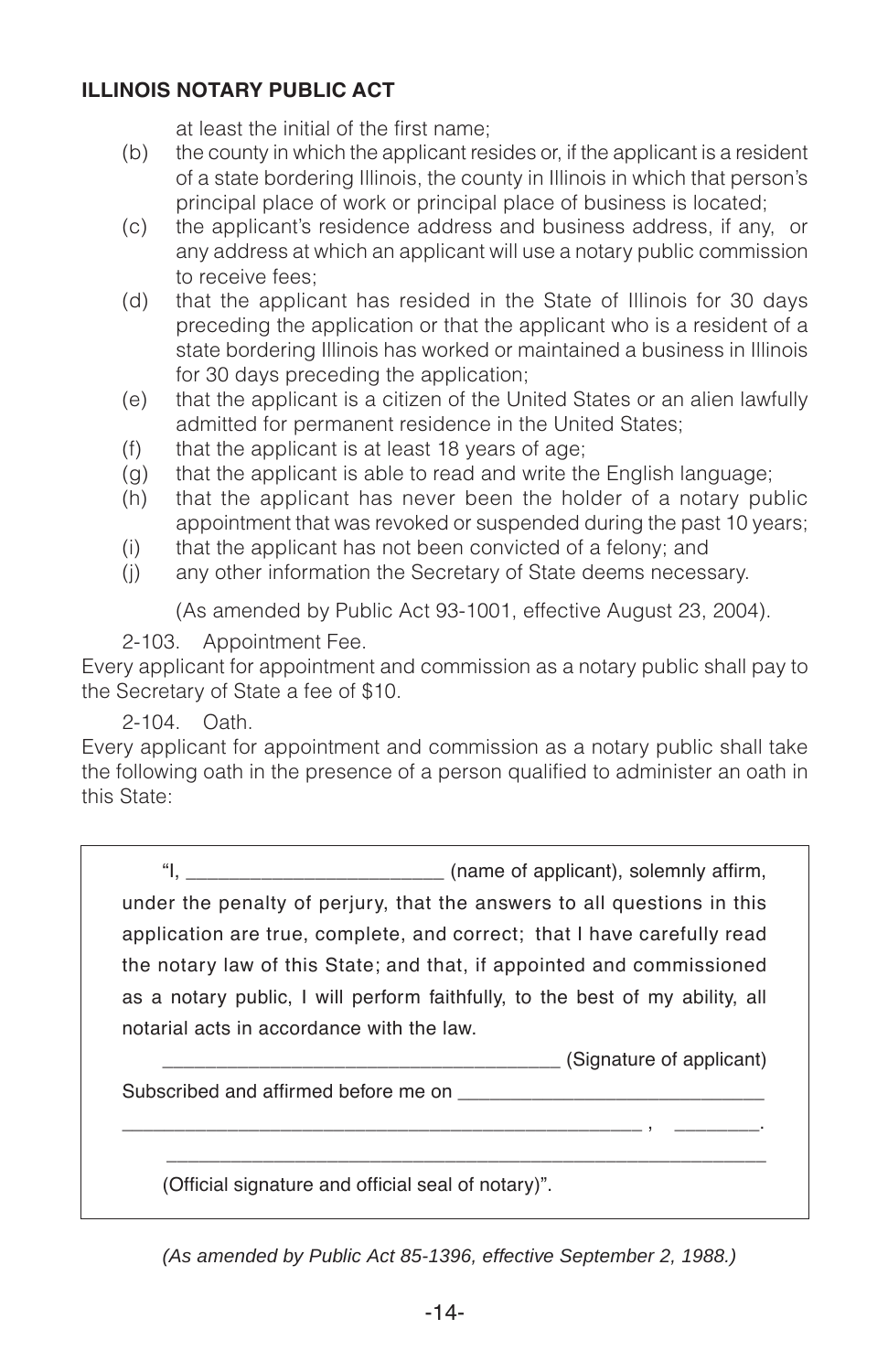at least the initial of the first name;

(b) the county in which the applicant resides or, if the applicant is a resident of a state bordering Illinois, the county in Illinois in which that person's principal place of work or principal place of business is located;

(c) the applicant's residence address and business address, if any, or any address at which an applicant will use a notary public commission to receive fees;

(d) that the applicant has resided in the State of Illinois for 30 days preceding the application or that the applicant who is a resident of a state bordering Illinois has worked or maintained a business in Illinois for 30 days preceding the application;

(e) that the applicant is a citizen of the United States or an alien lawfully admitted for permanent residence in the United States;

(f) that the applicant is at least 18 years of age;

(g) that the applicant is able to read and write the English language;

(h) that the applicant has never been the holder of a notary public appointment that was revoked or suspended during the past 10 years;

(i) that the applicant has not been convicted of a felony; and

(j) any other information the Secretary of State deems necessary.

(As amended by Public Act 93-1001, effective August 23, 2004).

2-103. Appointment Fee.

Every applicant for appointment and commission as a notary public shall pay to the Secretary of State a fee of $10.

2-104. Oath.

Every applicant for appointment and commission as a notary public shall take the following oath in the presence of a person qualified to administer an oath in this State:

> "I, ________________________ (name of applicant), solemnly affirm, under the penalty of perjury, that the answers to all questions in this application are true, complete, and correct; that I have carefully read the notary law of this State; and that, if appointed and commissioned as a notary public, I will perform faithfully, to the best of my ability, all notarial acts in accordance with the law.
>
> ____________________________________ (Signature of applicant)
>
> Subscribed and affirmed before me on ____________________________
>
> ______________________________________________ , ________.
>
> ______________________________________________________
>
> (Official signature and official seal of notary)".

*(As amended by Public Act 85-1396, effective September 2, 1988.)*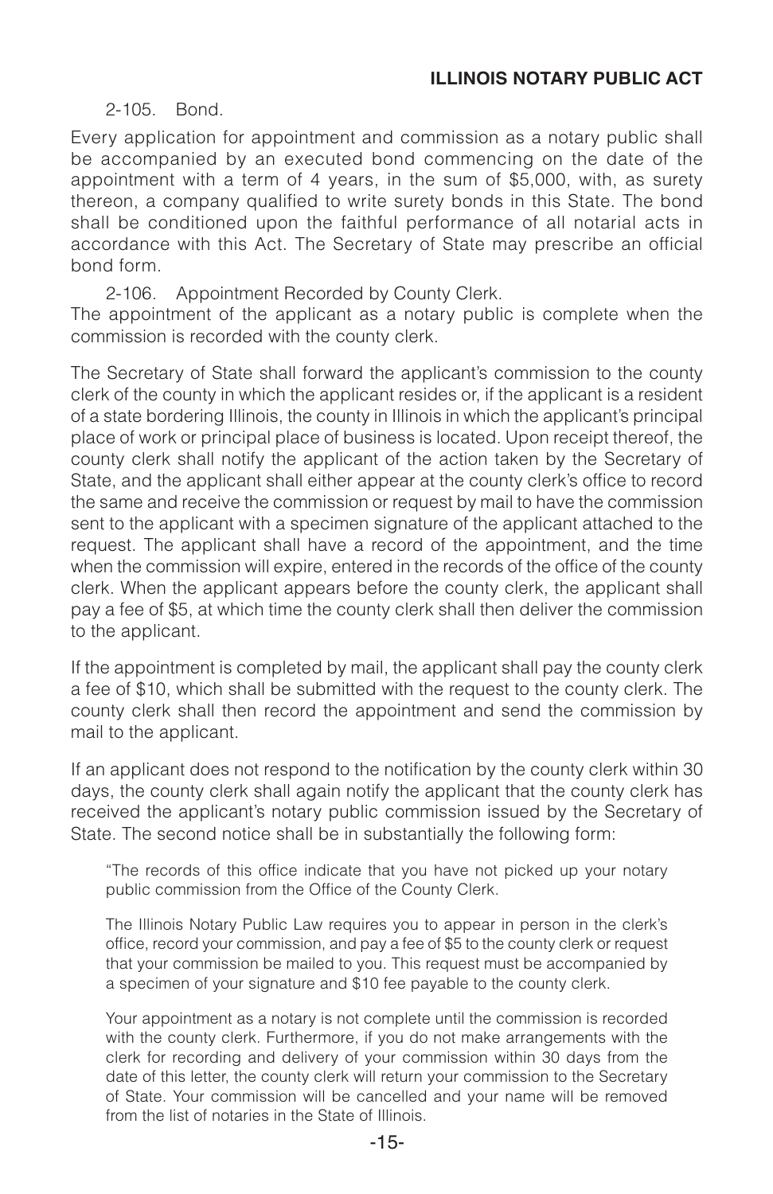2-105. Bond.

Every application for appointment and commission as a notary public shall be accompanied by an executed bond commencing on the date of the appointment with a term of 4 years, in the sum of $5,000, with, as surety thereon, a company qualified to write surety bonds in this State. The bond shall be conditioned upon the faithful performance of all notarial acts in accordance with this Act. The Secretary of State may prescribe an official bond form.

2-106. Appointment Recorded by County Clerk.

The appointment of the applicant as a notary public is complete when the commission is recorded with the county clerk.

The Secretary of State shall forward the applicant's commission to the county clerk of the county in which the applicant resides or, if the applicant is a resident of a state bordering Illinois, the county in Illinois in which the applicant's principal place of work or principal place of business is located. Upon receipt thereof, the county clerk shall notify the applicant of the action taken by the Secretary of State, and the applicant shall either appear at the county clerk's office to record the same and receive the commission or request by mail to have the commission sent to the applicant with a specimen signature of the applicant attached to the request. The applicant shall have a record of the appointment, and the time when the commission will expire, entered in the records of the office of the county clerk. When the applicant appears before the county clerk, the applicant shall pay a fee of $5, at which time the county clerk shall then deliver the commission to the applicant.

If the appointment is completed by mail, the applicant shall pay the county clerk a fee of $10, which shall be submitted with the request to the county clerk. The county clerk shall then record the appointment and send the commission by mail to the applicant.

If an applicant does not respond to the notification by the county clerk within 30 days, the county clerk shall again notify the applicant that the county clerk has received the applicant's notary public commission issued by the Secretary of State. The second notice shall be in substantially the following form:

> "The records of this office indicate that you have not picked up your notary public commission from the Office of the County Clerk.
>
> The Illinois Notary Public Law requires you to appear in person in the clerk's office, record your commission, and pay a fee of $5 to the county clerk or request that your commission be mailed to you. This request must be accompanied by a specimen of your signature and $10 fee payable to the county clerk.
>
> Your appointment as a notary is not complete until the commission is recorded with the county clerk. Furthermore, if you do not make arrangements with the clerk for recording and delivery of your commission within 30 days from the date of this letter, the county clerk will return your commission to the Secretary of State. Your commission will be cancelled and your name will be removed from the list of notaries in the State of Illinois.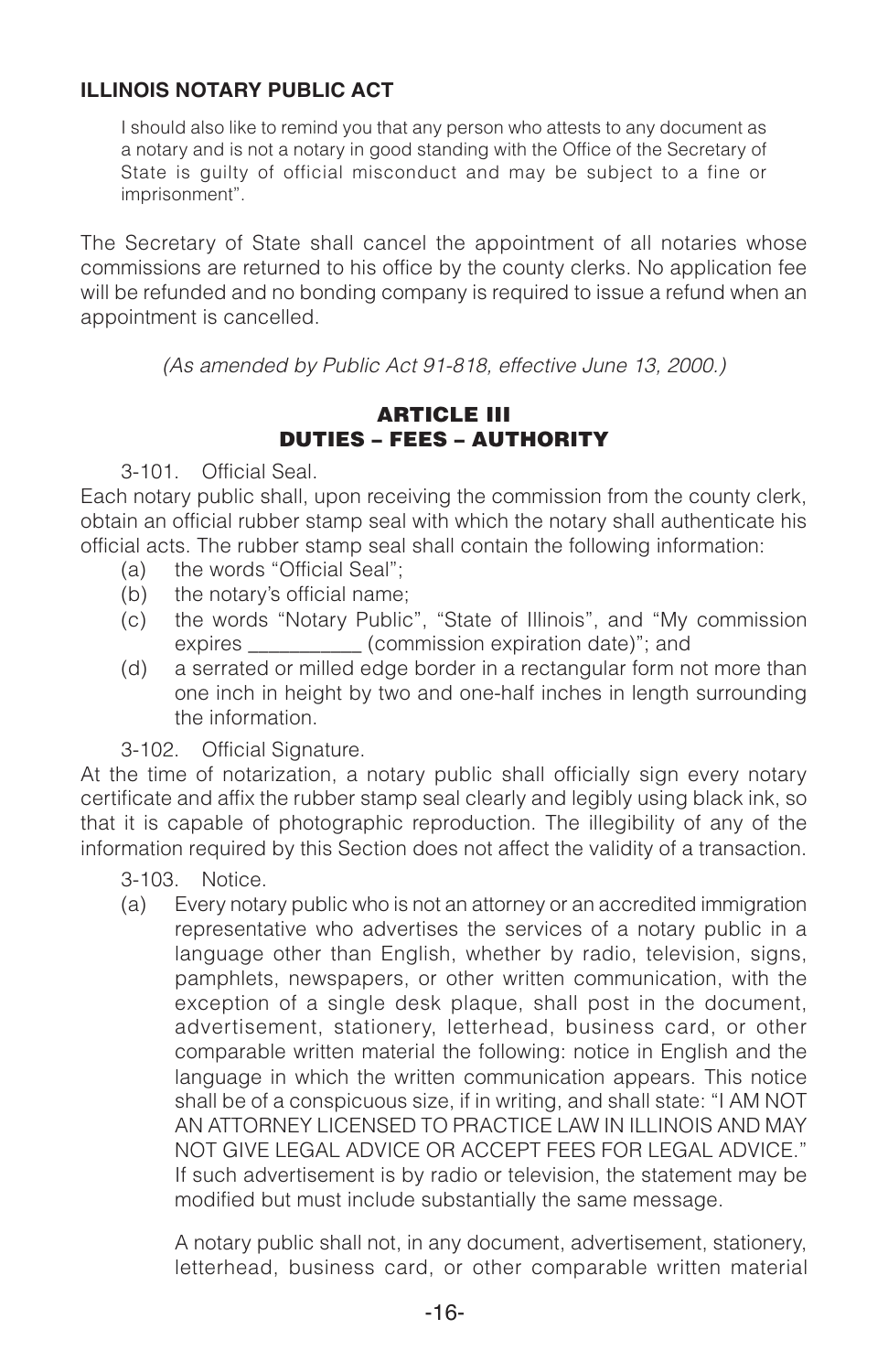I should also like to remind you that any person who attests to any document as a notary and is not a notary in good standing with the Office of the Secretary of State is guilty of official misconduct and may be subject to a fine or imprisonment".

The Secretary of State shall cancel the appointment of all notaries whose commissions are returned to his office by the county clerks. No application fee will be refunded and no bonding company is required to issue a refund when an appointment is cancelled.

*(As amended by Public Act 91-818, effective June 13, 2000.)*

## ARTICLE III
## DUTIES – FEES – AUTHORITY

3-101. Official Seal.

Each notary public shall, upon receiving the commission from the county clerk, obtain an official rubber stamp seal with which the notary shall authenticate his official acts. The rubber stamp seal shall contain the following information:

(a) the words "Official Seal";

(b) the notary's official name;

(c) the words "Notary Public", "State of Illinois", and "My commission expires __________ (commission expiration date)"; and

(d) a serrated or milled edge border in a rectangular form not more than one inch in height by two and one-half inches in length surrounding the information.

3-102. Official Signature.

At the time of notarization, a notary public shall officially sign every notary certificate and affix the rubber stamp seal clearly and legibly using black ink, so that it is capable of photographic reproduction. The illegibility of any of the information required by this Section does not affect the validity of a transaction.

3-103. Notice.

(a) Every notary public who is not an attorney or an accredited immigration representative who advertises the services of a notary public in a language other than English, whether by radio, television, signs, pamphlets, newspapers, or other written communication, with the exception of a single desk plaque, shall post in the document, advertisement, stationery, letterhead, business card, or other comparable written material the following: notice in English and the language in which the written communication appears. This notice shall be of a conspicuous size, if in writing, and shall state: "I AM NOT AN ATTORNEY LICENSED TO PRACTICE LAW IN ILLINOIS AND MAY NOT GIVE LEGAL ADVICE OR ACCEPT FEES FOR LEGAL ADVICE." If such advertisement is by radio or television, the statement may be modified but must include substantially the same message.

A notary public shall not, in any document, advertisement, stationery, letterhead, business card, or other comparable written material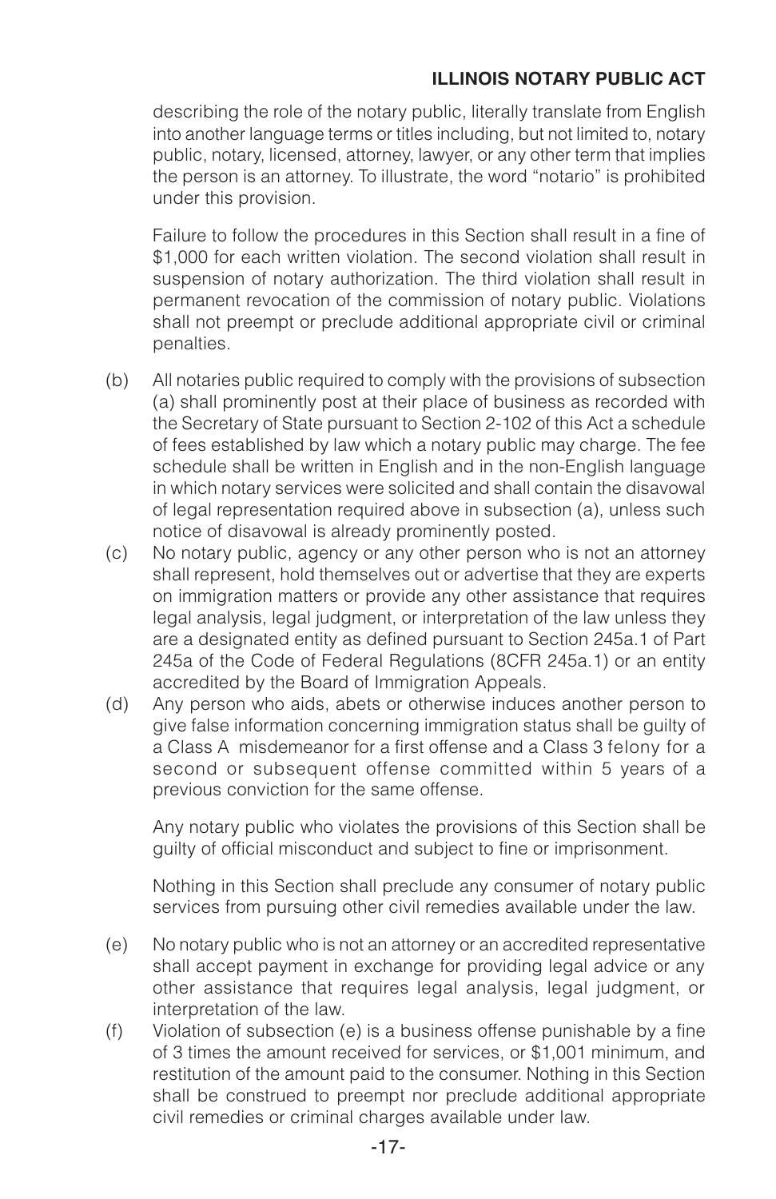describing the role of the notary public, literally translate from English into another language terms or titles including, but not limited to, notary public, notary, licensed, attorney, lawyer, or any other term that implies the person is an attorney. To illustrate, the word "notario" is prohibited under this provision.

Failure to follow the procedures in this Section shall result in a fine of $1,000 for each written violation. The second violation shall result in suspension of notary authorization. The third violation shall result in permanent revocation of the commission of notary public. Violations shall not preempt or preclude additional appropriate civil or criminal penalties.

(b) All notaries public required to comply with the provisions of subsection (a) shall prominently post at their place of business as recorded with the Secretary of State pursuant to Section 2-102 of this Act a schedule of fees established by law which a notary public may charge. The fee schedule shall be written in English and in the non-English language in which notary services were solicited and shall contain the disavowal of legal representation required above in subsection (a), unless such notice of disavowal is already prominently posted.

(c) No notary public, agency or any other person who is not an attorney shall represent, hold themselves out or advertise that they are experts on immigration matters or provide any other assistance that requires legal analysis, legal judgment, or interpretation of the law unless they are a designated entity as defined pursuant to Section 245a.1 of Part 245a of the Code of Federal Regulations (8CFR 245a.1) or an entity accredited by the Board of Immigration Appeals.

(d) Any person who aids, abets or otherwise induces another person to give false information concerning immigration status shall be guilty of a Class A misdemeanor for a first offense and a Class 3 felony for a second or subsequent offense committed within 5 years of a previous conviction for the same offense.

Any notary public who violates the provisions of this Section shall be guilty of official misconduct and subject to fine or imprisonment.

Nothing in this Section shall preclude any consumer of notary public services from pursuing other civil remedies available under the law.

(e) No notary public who is not an attorney or an accredited representative shall accept payment in exchange for providing legal advice or any other assistance that requires legal analysis, legal judgment, or interpretation of the law.

(f) Violation of subsection (e) is a business offense punishable by a fine of 3 times the amount received for services, or $1,001 minimum, and restitution of the amount paid to the consumer. Nothing in this Section shall be construed to preempt nor preclude additional appropriate civil remedies or criminal charges available under law.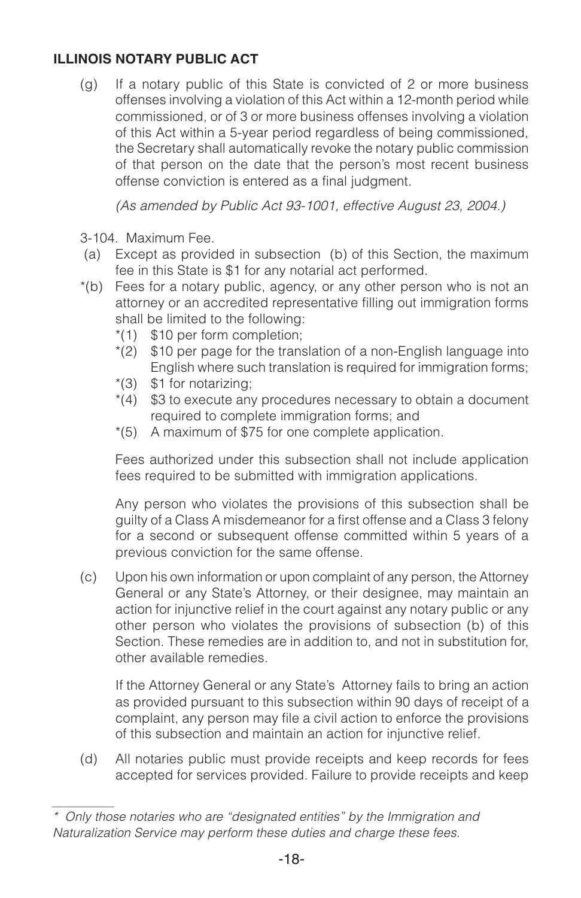**ILLINOIS NOTARY PUBLIC ACT**

(g) If a notary public of this State is convicted of 2 or more business offenses involving a violation of this Act within a 12-month period while commissioned, or of 3 or more business offenses involving a violation of this Act within a 5-year period regardless of being commissioned, the Secretary shall automatically revoke the notary public commission of that person on the date that the person's most recent business offense conviction is entered as a final judgment.

*(As amended by Public Act 93-1001, effective August 23, 2004.)*

3-104. Maximum Fee.

(a) Except as provided in subsection (b) of this Section, the maximum fee in this State is $1 for any notarial act performed.

*(b) Fees for a notary public, agency, or any other person who is not an attorney or an accredited representative filling out immigration forms shall be limited to the following:

- *(1) $10 per form completion;
- *(2) $10 per page for the translation of a non-English language into English where such translation is required for immigration forms;
- *(3) $1 for notarizing;
- *(4) $3 to execute any procedures necessary to obtain a document required to complete immigration forms; and
- *(5) A maximum of $75 for one complete application.

Fees authorized under this subsection shall not include application fees required to be submitted with immigration applications.

Any person who violates the provisions of this subsection shall be guilty of a Class A misdemeanor for a first offense and a Class 3 felony for a second or subsequent offense committed within 5 years of a previous conviction for the same offense.

(c) Upon his own information or upon complaint of any person, the Attorney General or any State's Attorney, or their designee, may maintain an action for injunctive relief in the court against any notary public or any other person who violates the provisions of subsection (b) of this Section. These remedies are in addition to, and not in substitution for, other available remedies.

If the Attorney General or any State's Attorney fails to bring an action as provided pursuant to this subsection within 90 days of receipt of a complaint, any person may file a civil action to enforce the provisions of this subsection and maintain an action for injunctive relief.

(d) All notaries public must provide receipts and keep records for fees accepted for services provided. Failure to provide receipts and keep

---

*\* Only those notaries who are "designated entities" by the Immigration and Naturalization Service may perform these duties and charge these fees.*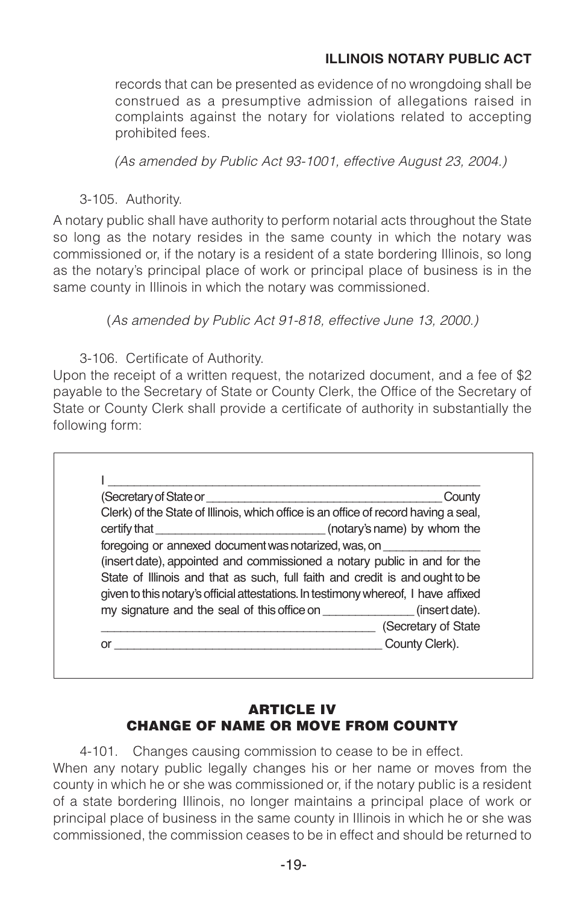records that can be presented as evidence of no wrongdoing shall be construed as a presumptive admission of allegations raised in complaints against the notary for violations related to accepting prohibited fees.

*(As amended by Public Act 93-1001, effective August 23, 2004.)*

3-105. Authority.

A notary public shall have authority to perform notarial acts throughout the State so long as the notary resides in the same county in which the notary was commissioned or, if the notary is a resident of a state bordering Illinois, so long as the notary's principal place of work or principal place of business is in the same county in Illinois in which the notary was commissioned.

*(As amended by Public Act 91-818, effective June 13, 2000.)*

3-106. Certificate of Authority.

Upon the receipt of a written request, the notarized document, and a fee of $2 payable to the Secretary of State or County Clerk, the Office of the Secretary of State or County Clerk shall provide a certificate of authority in substantially the following form:

> I ________________________________________________________
> (Secretary of State or ___________________________________ County Clerk) of the State of Illinois, which office is an office of record having a seal, certify that ________________________ (notary's name) by whom the foregoing or annexed document was notarized, was, on ______________ (insert date), appointed and commissioned a notary public in and for the State of Illinois and that as such, full faith and credit is and ought to be given to this notary's official attestations. In testimony whereof, I have affixed my signature and the seal of this office on _____________ (insert date).
> ________________________________________ (Secretary of State or ________________________________________ County Clerk).

## ARTICLE IV
## CHANGE OF NAME OR MOVE FROM COUNTY

4-101. Changes causing commission to cease to be in effect.

When any notary public legally changes his or her name or moves from the county in which he or she was commissioned or, if the notary public is a resident of a state bordering Illinois, no longer maintains a principal place of work or principal place of business in the same county in Illinois in which he or she was commissioned, the commission ceases to be in effect and should be returned to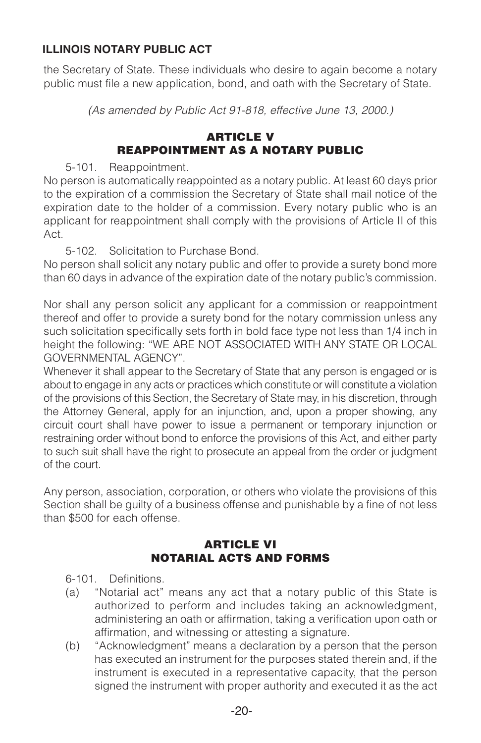the Secretary of State. These individuals who desire to again become a notary public must file a new application, bond, and oath with the Secretary of State.

*(As amended by Public Act 91-818, effective June 13, 2000.)*

## ARTICLE V
## REAPPOINTMENT AS A NOTARY PUBLIC

5-101. Reappointment.

No person is automatically reappointed as a notary public. At least 60 days prior to the expiration of a commission the Secretary of State shall mail notice of the expiration date to the holder of a commission. Every notary public who is an applicant for reappointment shall comply with the provisions of Article II of this Act.

5-102. Solicitation to Purchase Bond.

No person shall solicit any notary public and offer to provide a surety bond more than 60 days in advance of the expiration date of the notary public's commission.

Nor shall any person solicit any applicant for a commission or reappointment thereof and offer to provide a surety bond for the notary commission unless any such solicitation specifically sets forth in bold face type not less than 1/4 inch in height the following: "WE ARE NOT ASSOCIATED WITH ANY STATE OR LOCAL GOVERNMENTAL AGENCY".

Whenever it shall appear to the Secretary of State that any person is engaged or is about to engage in any acts or practices which constitute or will constitute a violation of the provisions of this Section, the Secretary of State may, in his discretion, through the Attorney General, apply for an injunction, and, upon a proper showing, any circuit court shall have power to issue a permanent or temporary injunction or restraining order without bond to enforce the provisions of this Act, and either party to such suit shall have the right to prosecute an appeal from the order or judgment of the court.

Any person, association, corporation, or others who violate the provisions of this Section shall be guilty of a business offense and punishable by a fine of not less than $500 for each offense.

## ARTICLE VI
## NOTARIAL ACTS AND FORMS

6-101. Definitions.

(a) "Notarial act" means any act that a notary public of this State is authorized to perform and includes taking an acknowledgment, administering an oath or affirmation, taking a verification upon oath or affirmation, and witnessing or attesting a signature.

(b) "Acknowledgment" means a declaration by a person that the person has executed an instrument for the purposes stated therein and, if the instrument is executed in a representative capacity, that the person signed the instrument with proper authority and executed it as the act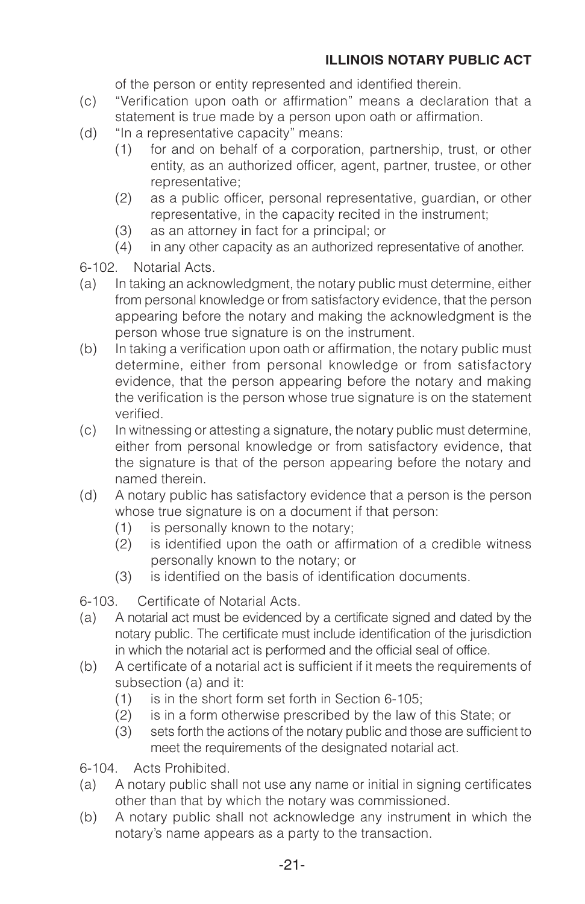of the person or entity represented and identified therein.

(c) "Verification upon oath or affirmation" means a declaration that a statement is true made by a person upon oath or affirmation.

(d) "In a representative capacity" means:
   (1) for and on behalf of a corporation, partnership, trust, or other entity, as an authorized officer, agent, partner, trustee, or other representative;
   (2) as a public officer, personal representative, guardian, or other representative, in the capacity recited in the instrument;
   (3) as an attorney in fact for a principal; or
   (4) in any other capacity as an authorized representative of another.

6-102. Notarial Acts.

(a) In taking an acknowledgment, the notary public must determine, either from personal knowledge or from satisfactory evidence, that the person appearing before the notary and making the acknowledgment is the person whose true signature is on the instrument.

(b) In taking a verification upon oath or affirmation, the notary public must determine, either from personal knowledge or from satisfactory evidence, that the person appearing before the notary and making the verification is the person whose true signature is on the statement verified.

(c) In witnessing or attesting a signature, the notary public must determine, either from personal knowledge or from satisfactory evidence, that the signature is that of the person appearing before the notary and named therein.

(d) A notary public has satisfactory evidence that a person is the person whose true signature is on a document if that person:
   (1) is personally known to the notary;
   (2) is identified upon the oath or affirmation of a credible witness personally known to the notary; or
   (3) is identified on the basis of identification documents.

6-103. Certificate of Notarial Acts.

(a) A notarial act must be evidenced by a certificate signed and dated by the notary public. The certificate must include identification of the jurisdiction in which the notarial act is performed and the official seal of office.

(b) A certificate of a notarial act is sufficient if it meets the requirements of subsection (a) and it:
   (1) is in the short form set forth in Section 6-105;
   (2) is in a form otherwise prescribed by the law of this State; or
   (3) sets forth the actions of the notary public and those are sufficient to meet the requirements of the designated notarial act.

6-104. Acts Prohibited.

(a) A notary public shall not use any name or initial in signing certificates other than that by which the notary was commissioned.

(b) A notary public shall not acknowledge any instrument in which the notary's name appears as a party to the transaction.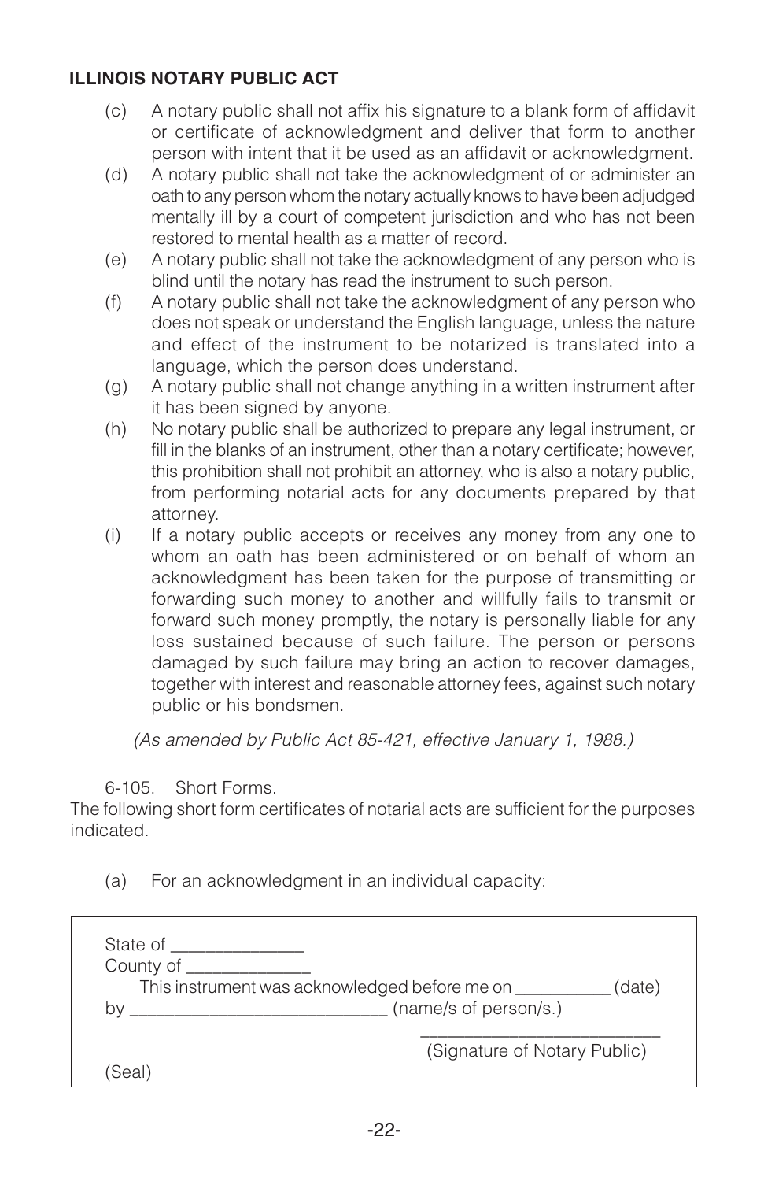(c) A notary public shall not affix his signature to a blank form of affidavit or certificate of acknowledgment and deliver that form to another person with intent that it be used as an affidavit or acknowledgment.

(d) A notary public shall not take the acknowledgment of or administer an oath to any person whom the notary actually knows to have been adjudged mentally ill by a court of competent jurisdiction and who has not been restored to mental health as a matter of record.

(e) A notary public shall not take the acknowledgment of any person who is blind until the notary has read the instrument to such person.

(f) A notary public shall not take the acknowledgment of any person who does not speak or understand the English language, unless the nature and effect of the instrument to be notarized is translated into a language, which the person does understand.

(g) A notary public shall not change anything in a written instrument after it has been signed by anyone.

(h) No notary public shall be authorized to prepare any legal instrument, or fill in the blanks of an instrument, other than a notary certificate; however, this prohibition shall not prohibit an attorney, who is also a notary public, from performing notarial acts for any documents prepared by that attorney.

(i) If a notary public accepts or receives any money from any one to whom an oath has been administered or on behalf of whom an acknowledgment has been taken for the purpose of transmitting or forwarding such money to another and willfully fails to transmit or forward such money promptly, the notary is personally liable for any loss sustained because of such failure. The person or persons damaged by such failure may bring an action to recover damages, together with interest and reasonable attorney fees, against such notary public or his bondsmen.

*(As amended by Public Act 85-421, effective January 1, 1988.)*

6-105. Short Forms.

The following short form certificates of notarial acts are sufficient for the purposes indicated.

(a) For an acknowledgment in an individual capacity:

State of ______________
County of _____________
This instrument was acknowledged before me on __________ (date)
by ___________________________ (name/s of person/s.)

_________________________
(Signature of Notary Public)

(Seal)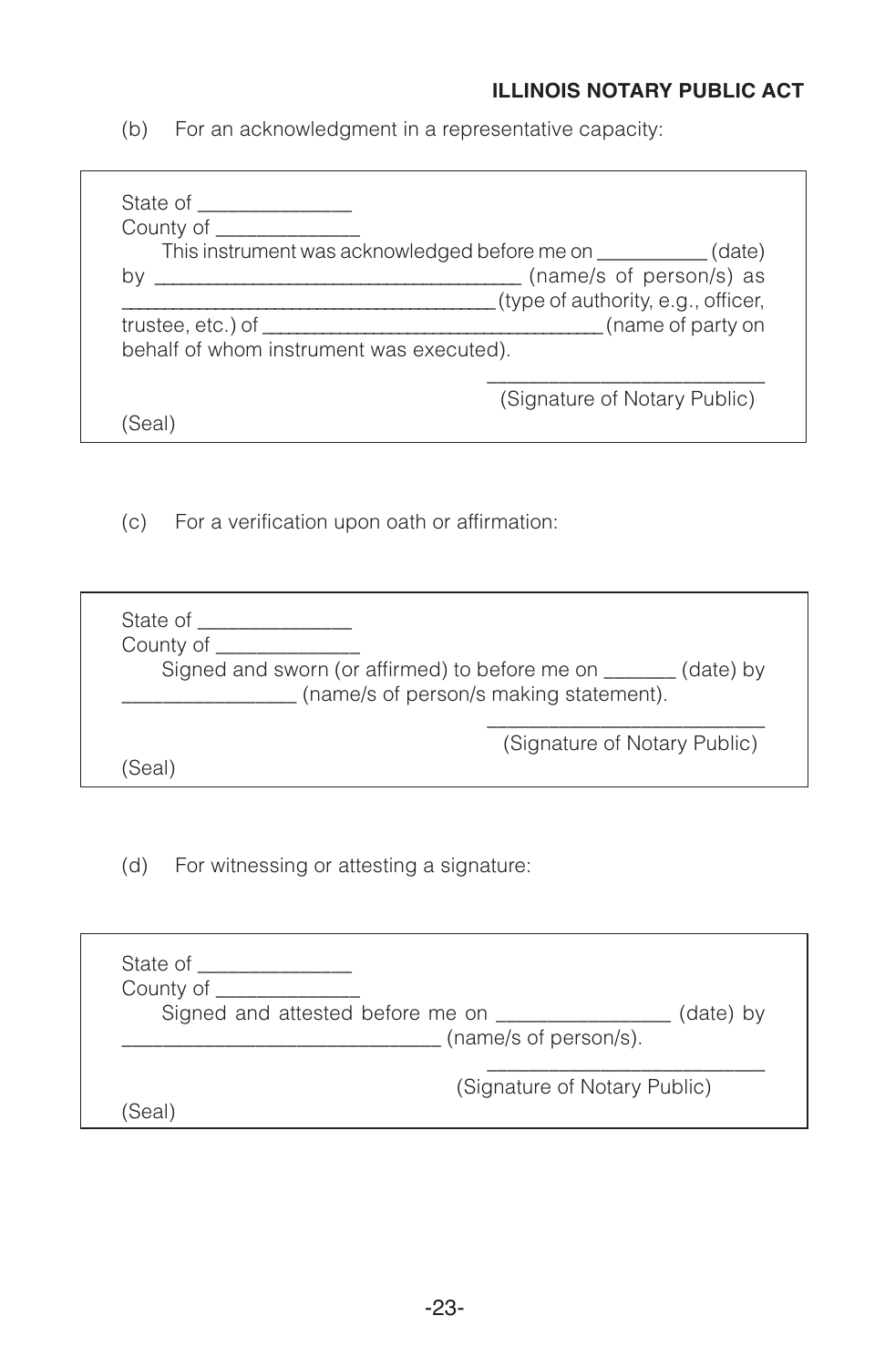(b) For an acknowledgment in a representative capacity:

> State of ______________
> County of _____________
> This instrument was acknowledged before me on __________ (date) by ___________________________________ (name/s of person/s) as ___________________________________ (type of authority, e.g., officer, trustee, etc.) of _______________________________ (name of party on behalf of whom instrument was executed).
>
> _________________________
> (Signature of Notary Public)
>
> (Seal)

(c) For a verification upon oath or affirmation:

> State of ______________
> County of _____________
> Signed and sworn (or affirmed) to before me on _______ (date) by ________________ (name/s of person/s making statement).
>
> _________________________
> (Signature of Notary Public)
>
> (Seal)

(d) For witnessing or attesting a signature:

> State of ______________
> County of _____________
> Signed and attested before me on ________________ (date) by _____________________________ (name/s of person/s).
>
> _________________________
> (Signature of Notary Public)
>
> (Seal)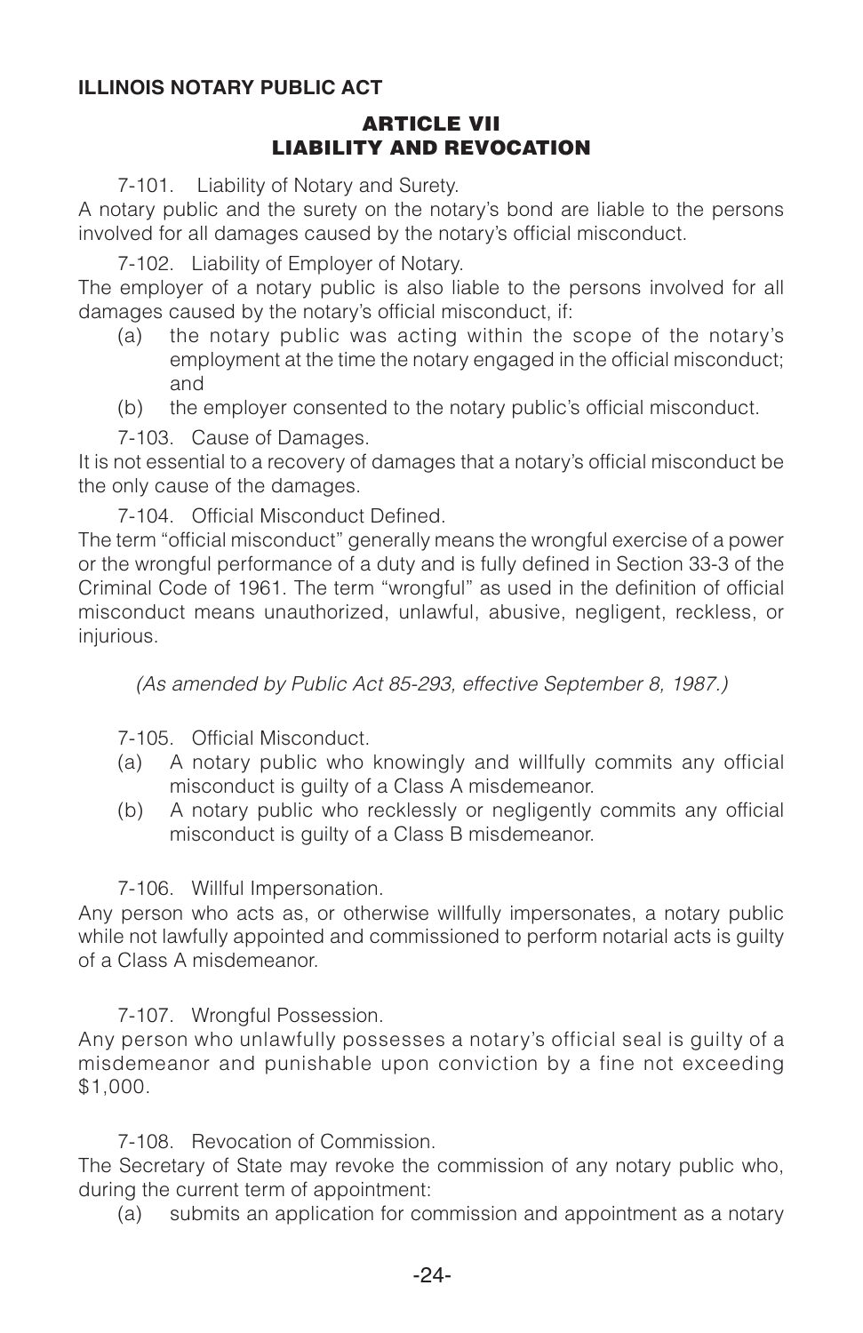**ILLINOIS NOTARY PUBLIC ACT**

## ARTICLE VII
## LIABILITY AND REVOCATION

7-101. Liability of Notary and Surety.
A notary public and the surety on the notary's bond are liable to the persons involved for all damages caused by the notary's official misconduct.

7-102. Liability of Employer of Notary.
The employer of a notary public is also liable to the persons involved for all damages caused by the notary's official misconduct, if:

(a) the notary public was acting within the scope of the notary's employment at the time the notary engaged in the official misconduct; and

(b) the employer consented to the notary public's official misconduct.

7-103. Cause of Damages.
It is not essential to a recovery of damages that a notary's official misconduct be the only cause of the damages.

7-104. Official Misconduct Defined.
The term "official misconduct" generally means the wrongful exercise of a power or the wrongful performance of a duty and is fully defined in Section 33-3 of the Criminal Code of 1961. The term "wrongful" as used in the definition of official misconduct means unauthorized, unlawful, abusive, negligent, reckless, or injurious.

*(As amended by Public Act 85-293, effective September 8, 1987.)*

7-105. Official Misconduct.

(a) A notary public who knowingly and willfully commits any official misconduct is guilty of a Class A misdemeanor.

(b) A notary public who recklessly or negligently commits any official misconduct is guilty of a Class B misdemeanor.

7-106. Willful Impersonation.
Any person who acts as, or otherwise willfully impersonates, a notary public while not lawfully appointed and commissioned to perform notarial acts is guilty of a Class A misdemeanor.

7-107. Wrongful Possession.
Any person who unlawfully possesses a notary's official seal is guilty of a misdemeanor and punishable upon conviction by a fine not exceeding $1,000.

7-108. Revocation of Commission.
The Secretary of State may revoke the commission of any notary public who, during the current term of appointment:

(a) submits an application for commission and appointment as a notary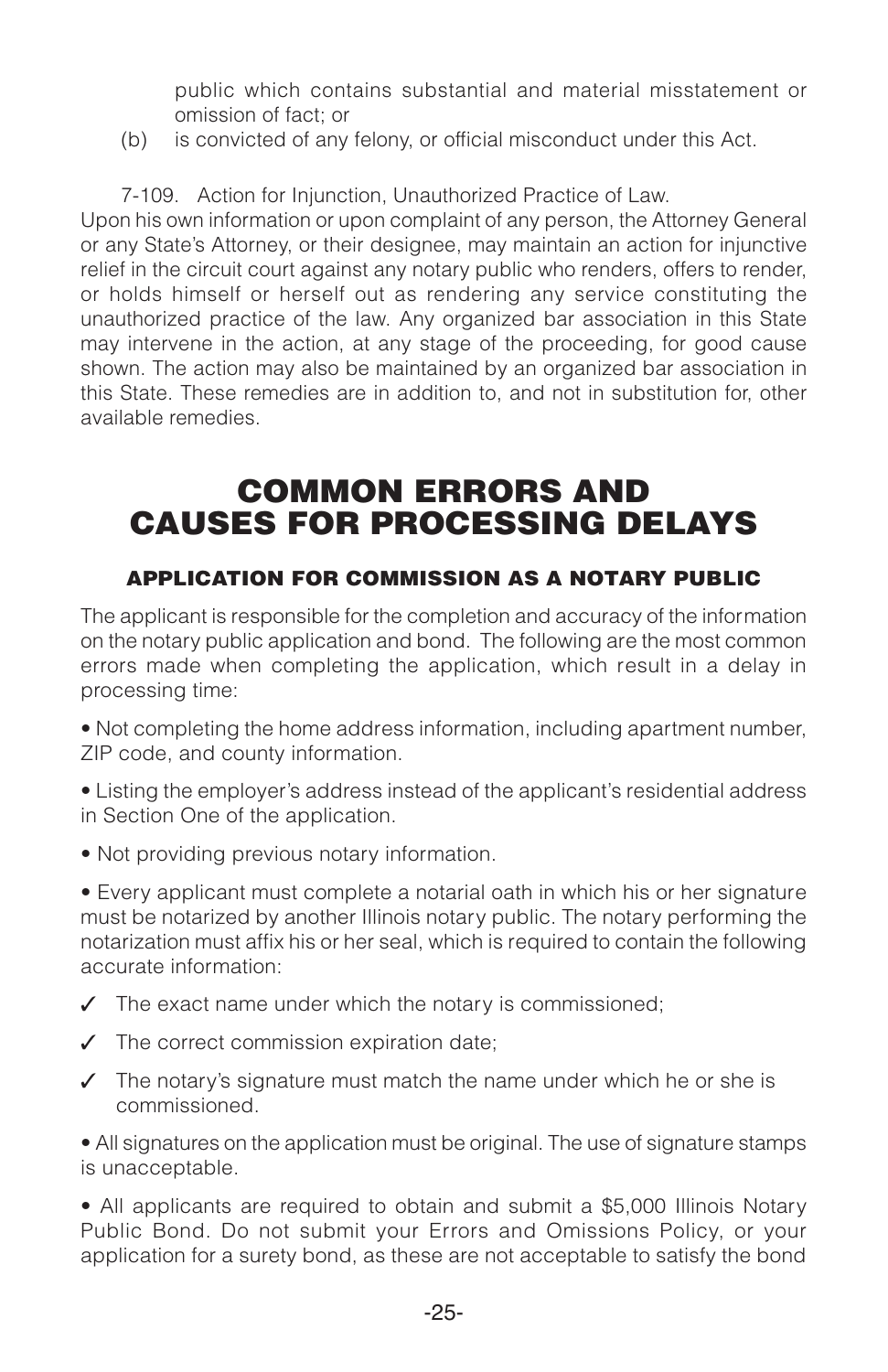public which contains substantial and material misstatement or omission of fact; or

(b) is convicted of any felony, or official misconduct under this Act.

7-109. Action for Injunction, Unauthorized Practice of Law.
Upon his own information or upon complaint of any person, the Attorney General or any State's Attorney, or their designee, may maintain an action for injunctive relief in the circuit court against any notary public who renders, offers to render, or holds himself or herself out as rendering any service constituting the unauthorized practice of the law. Any organized bar association in this State may intervene in the action, at any stage of the proceeding, for good cause shown. The action may also be maintained by an organized bar association in this State. These remedies are in addition to, and not in substitution for, other available remedies.

# COMMON ERRORS AND CAUSES FOR PROCESSING DELAYS

### APPLICATION FOR COMMISSION AS A NOTARY PUBLIC

The applicant is responsible for the completion and accuracy of the information on the notary public application and bond. The following are the most common errors made when completing the application, which result in a delay in processing time:

- Not completing the home address information, including apartment number, ZIP code, and county information.

- Listing the employer's address instead of the applicant's residential address in Section One of the application.

- Not providing previous notary information.

- Every applicant must complete a notarial oath in which his or her signature must be notarized by another Illinois notary public. The notary performing the notarization must affix his or her seal, which is required to contain the following accurate information:

  ✓ The exact name under which the notary is commissioned;

  ✓ The correct commission expiration date;

  ✓ The notary's signature must match the name under which he or she is commissioned.

- All signatures on the application must be original. The use of signature stamps is unacceptable.

- All applicants are required to obtain and submit a $5,000 Illinois Notary Public Bond. Do not submit your Errors and Omissions Policy, or your application for a surety bond, as these are not acceptable to satisfy the bond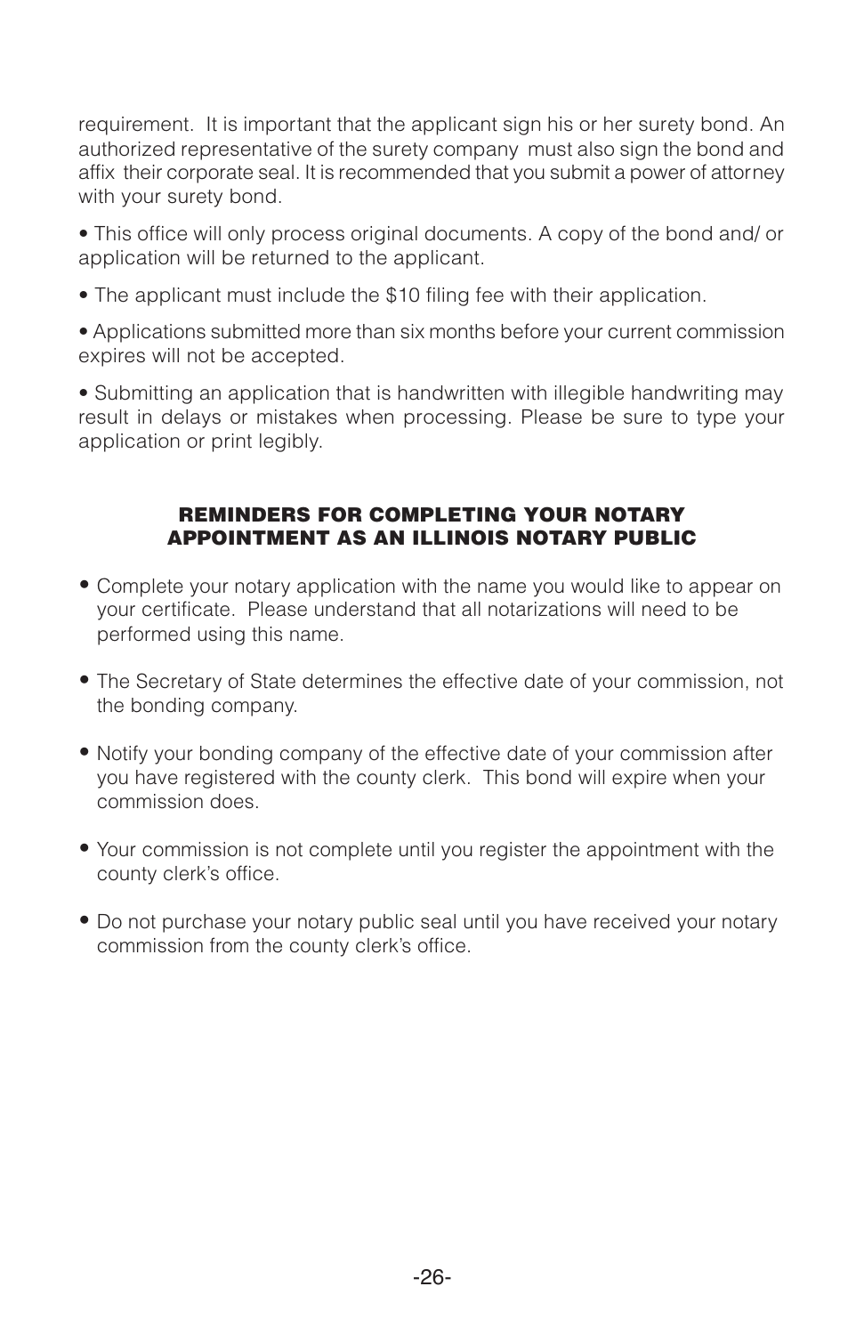requirement. It is important that the applicant sign his or her surety bond. An authorized representative of the surety company must also sign the bond and affix their corporate seal. It is recommended that you submit a power of attorney with your surety bond.

- This office will only process original documents. A copy of the bond and/ or application will be returned to the applicant.
- The applicant must include the $10 filing fee with their application.
- Applications submitted more than six months before your current commission expires will not be accepted.
- Submitting an application that is handwritten with illegible handwriting may result in delays or mistakes when processing. Please be sure to type your application or print legibly.

## REMINDERS FOR COMPLETING YOUR NOTARY APPOINTMENT AS AN ILLINOIS NOTARY PUBLIC

- Complete your notary application with the name you would like to appear on your certificate. Please understand that all notarizations will need to be performed using this name.
- The Secretary of State determines the effective date of your commission, not the bonding company.
- Notify your bonding company of the effective date of your commission after you have registered with the county clerk. This bond will expire when your commission does.
- Your commission is not complete until you register the appointment with the county clerk's office.
- Do not purchase your notary public seal until you have received your notary commission from the county clerk's office.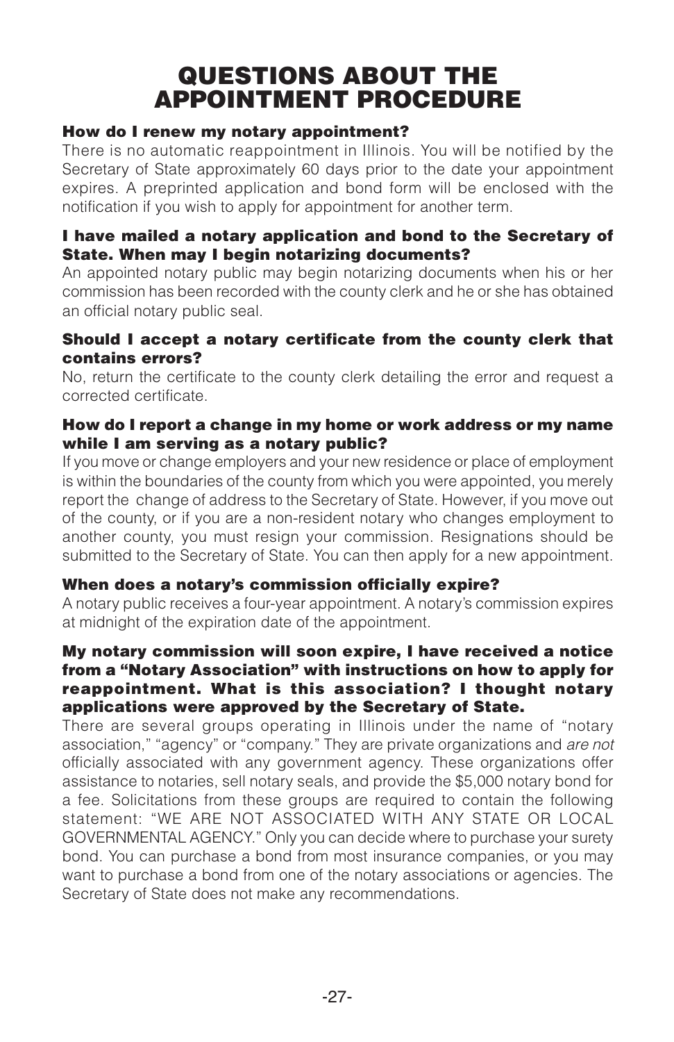# QUESTIONS ABOUT THE APPOINTMENT PROCEDURE

**How do I renew my notary appointment?**

There is no automatic reappointment in Illinois. You will be notified by the Secretary of State approximately 60 days prior to the date your appointment expires. A preprinted application and bond form will be enclosed with the notification if you wish to apply for appointment for another term.

**I have mailed a notary application and bond to the Secretary of State. When may I begin notarizing documents?**

An appointed notary public may begin notarizing documents when his or her commission has been recorded with the county clerk and he or she has obtained an official notary public seal.

**Should I accept a notary certificate from the county clerk that contains errors?**

No, return the certificate to the county clerk detailing the error and request a corrected certificate.

**How do I report a change in my home or work address or my name while I am serving as a notary public?**

If you move or change employers and your new residence or place of employment is within the boundaries of the county from which you were appointed, you merely report the change of address to the Secretary of State. However, if you move out of the county, or if you are a non-resident notary who changes employment to another county, you must resign your commission. Resignations should be submitted to the Secretary of State. You can then apply for a new appointment.

**When does a notary's commission officially expire?**

A notary public receives a four-year appointment. A notary's commission expires at midnight of the expiration date of the appointment.

**My notary commission will soon expire, I have received a notice from a "Notary Association" with instructions on how to apply for reappointment. What is this association? I thought notary applications were approved by the Secretary of State.**

There are several groups operating in Illinois under the name of "notary association," "agency" or "company." They are private organizations and *are not* officially associated with any government agency. These organizations offer assistance to notaries, sell notary seals, and provide the $5,000 notary bond for a fee. Solicitations from these groups are required to contain the following statement: "WE ARE NOT ASSOCIATED WITH ANY STATE OR LOCAL GOVERNMENTAL AGENCY." Only you can decide where to purchase your surety bond. You can purchase a bond from most insurance companies, or you may want to purchase a bond from one of the notary associations or agencies. The Secretary of State does not make any recommendations.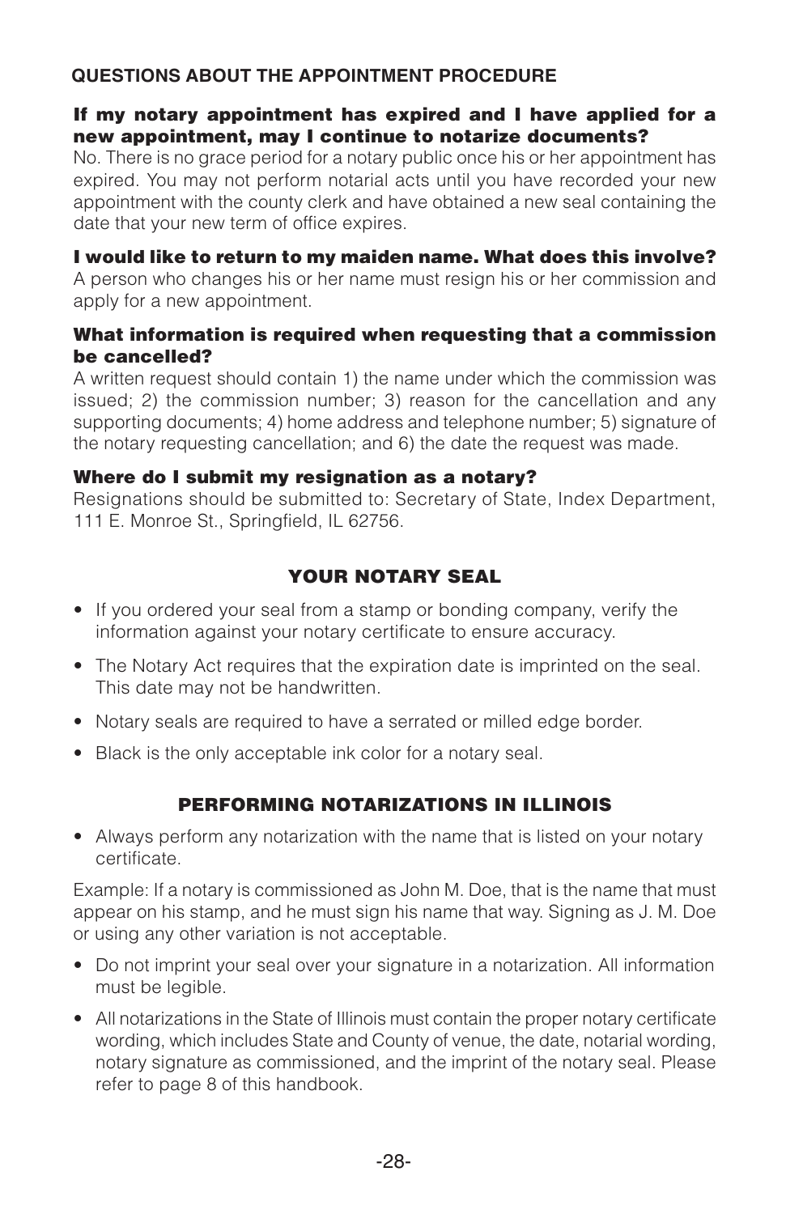## QUESTIONS ABOUT THE APPOINTMENT PROCEDURE

**If my notary appointment has expired and I have applied for a new appointment, may I continue to notarize documents?**

No. There is no grace period for a notary public once his or her appointment has expired. You may not perform notarial acts until you have recorded your new appointment with the county clerk and have obtained a new seal containing the date that your new term of office expires.

**I would like to return to my maiden name. What does this involve?**

A person who changes his or her name must resign his or her commission and apply for a new appointment.

**What information is required when requesting that a commission be cancelled?**

A written request should contain 1) the name under which the commission was issued; 2) the commission number; 3) reason for the cancellation and any supporting documents; 4) home address and telephone number; 5) signature of the notary requesting cancellation; and 6) the date the request was made.

**Where do I submit my resignation as a notary?**

Resignations should be submitted to: Secretary of State, Index Department, 111 E. Monroe St., Springfield, IL 62756.

## YOUR NOTARY SEAL

- If you ordered your seal from a stamp or bonding company, verify the information against your notary certificate to ensure accuracy.
- The Notary Act requires that the expiration date is imprinted on the seal. This date may not be handwritten.
- Notary seals are required to have a serrated or milled edge border.
- Black is the only acceptable ink color for a notary seal.

## PERFORMING NOTARIZATIONS IN ILLINOIS

- Always perform any notarization with the name that is listed on your notary certificate.

Example: If a notary is commissioned as John M. Doe, that is the name that must appear on his stamp, and he must sign his name that way. Signing as J. M. Doe or using any other variation is not acceptable.

- Do not imprint your seal over your signature in a notarization. All information must be legible.
- All notarizations in the State of Illinois must contain the proper notary certificate wording, which includes State and County of venue, the date, notarial wording, notary signature as commissioned, and the imprint of the notary seal. Please refer to page 8 of this handbook.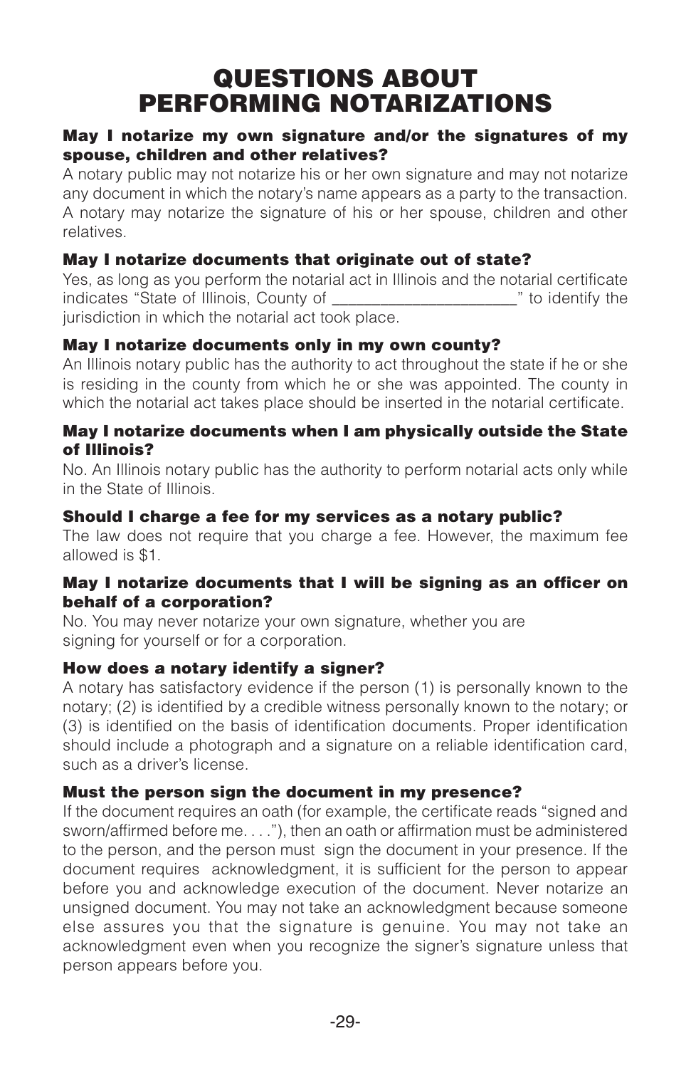# QUESTIONS ABOUT PERFORMING NOTARIZATIONS

### May I notarize my own signature and/or the signatures of my spouse, children and other relatives?

A notary public may not notarize his or her own signature and may not notarize any document in which the notary's name appears as a party to the transaction. A notary may notarize the signature of his or her spouse, children and other relatives.

### May I notarize documents that originate out of state?

Yes, as long as you perform the notarial act in Illinois and the notarial certificate indicates "State of Illinois, County of ______________________" to identify the jurisdiction in which the notarial act took place.

### May I notarize documents only in my own county?

An Illinois notary public has the authority to act throughout the state if he or she is residing in the county from which he or she was appointed. The county in which the notarial act takes place should be inserted in the notarial certificate.

### May I notarize documents when I am physically outside the State of Illinois?

No. An Illinois notary public has the authority to perform notarial acts only while in the State of Illinois.

### Should I charge a fee for my services as a notary public?

The law does not require that you charge a fee. However, the maximum fee allowed is $1.

### May I notarize documents that I will be signing as an officer on behalf of a corporation?

No. You may never notarize your own signature, whether you are signing for yourself or for a corporation.

### How does a notary identify a signer?

A notary has satisfactory evidence if the person (1) is personally known to the notary; (2) is identified by a credible witness personally known to the notary; or (3) is identified on the basis of identification documents. Proper identification should include a photograph and a signature on a reliable identification card, such as a driver's license.

### Must the person sign the document in my presence?

If the document requires an oath (for example, the certificate reads "signed and sworn/affirmed before me. . . ."), then an oath or affirmation must be administered to the person, and the person must sign the document in your presence. If the document requires acknowledgment, it is sufficient for the person to appear before you and acknowledge execution of the document. Never notarize an unsigned document. You may not take an acknowledgment because someone else assures you that the signature is genuine. You may not take an acknowledgment even when you recognize the signer's signature unless that person appears before you.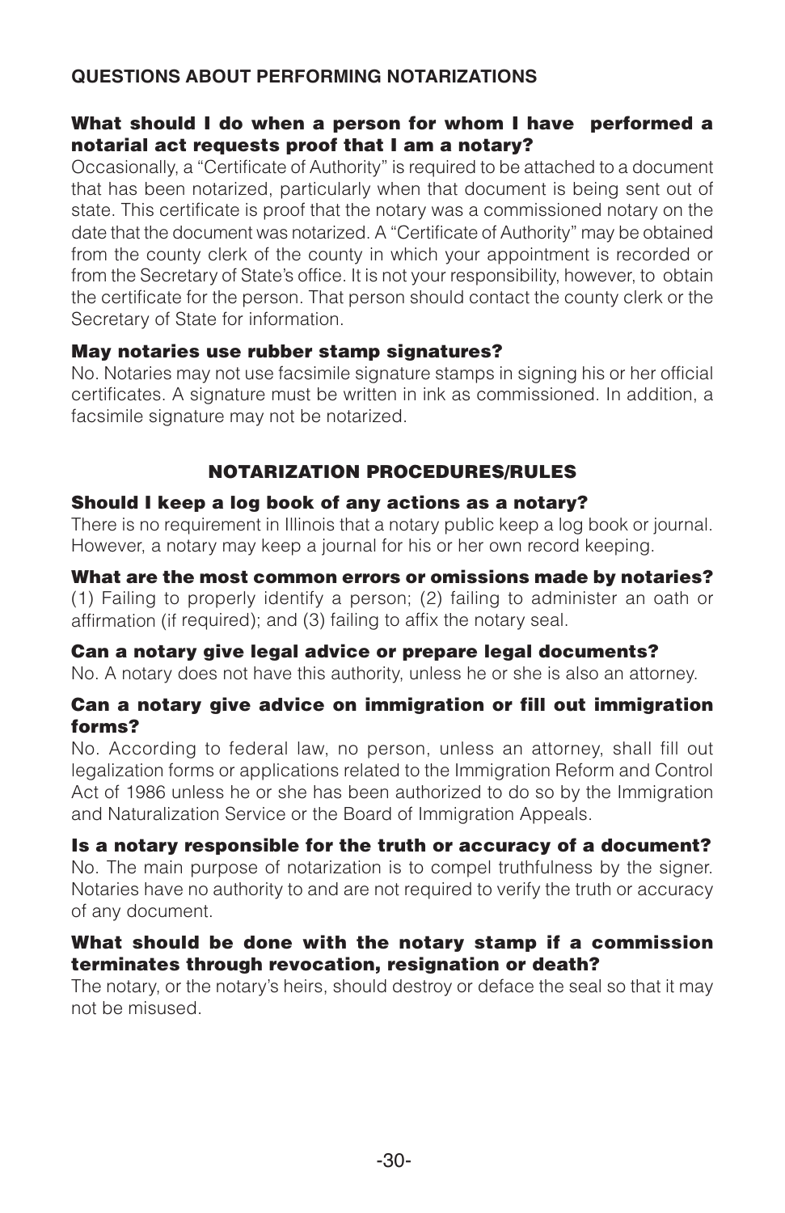## QUESTIONS ABOUT PERFORMING NOTARIZATIONS

### What should I do when a person for whom I have performed a notarial act requests proof that I am a notary?

Occasionally, a "Certificate of Authority" is required to be attached to a document that has been notarized, particularly when that document is being sent out of state. This certificate is proof that the notary was a commissioned notary on the date that the document was notarized. A "Certificate of Authority" may be obtained from the county clerk of the county in which your appointment is recorded or from the Secretary of State's office. It is not your responsibility, however, to obtain the certificate for the person. That person should contact the county clerk or the Secretary of State for information.

### May notaries use rubber stamp signatures?

No. Notaries may not use facsimile signature stamps in signing his or her official certificates. A signature must be written in ink as commissioned. In addition, a facsimile signature may not be notarized.

## NOTARIZATION PROCEDURES/RULES

### Should I keep a log book of any actions as a notary?

There is no requirement in Illinois that a notary public keep a log book or journal. However, a notary may keep a journal for his or her own record keeping.

### What are the most common errors or omissions made by notaries?

(1) Failing to properly identify a person; (2) failing to administer an oath or affirmation (if required); and (3) failing to affix the notary seal.

### Can a notary give legal advice or prepare legal documents?

No. A notary does not have this authority, unless he or she is also an attorney.

### Can a notary give advice on immigration or fill out immigration forms?

No. According to federal law, no person, unless an attorney, shall fill out legalization forms or applications related to the Immigration Reform and Control Act of 1986 unless he or she has been authorized to do so by the Immigration and Naturalization Service or the Board of Immigration Appeals.

### Is a notary responsible for the truth or accuracy of a document?

No. The main purpose of notarization is to compel truthfulness by the signer. Notaries have no authority to and are not required to verify the truth or accuracy of any document.

### What should be done with the notary stamp if a commission terminates through revocation, resignation or death?

The notary, or the notary's heirs, should destroy or deface the seal so that it may not be misused.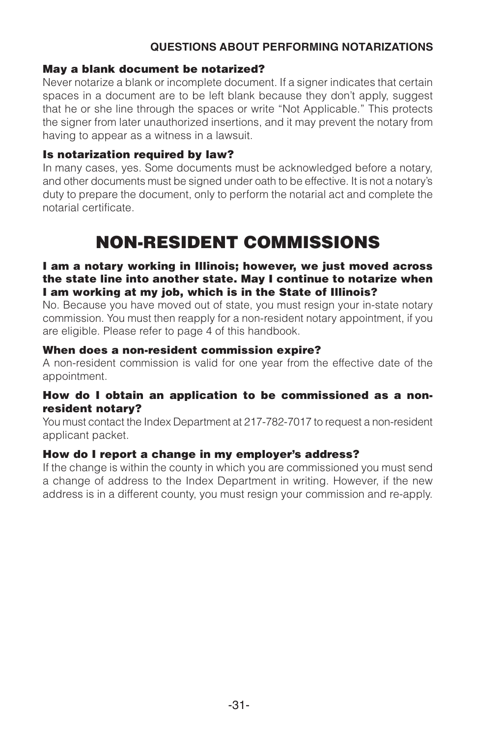#### May a blank document be notarized?

Never notarize a blank or incomplete document. If a signer indicates that certain spaces in a document are to be left blank because they don't apply, suggest that he or she line through the spaces or write "Not Applicable." This protects the signer from later unauthorized insertions, and it may prevent the notary from having to appear as a witness in a lawsuit.

#### Is notarization required by law?

In many cases, yes. Some documents must be acknowledged before a notary, and other documents must be signed under oath to be effective. It is not a notary's duty to prepare the document, only to perform the notarial act and complete the notarial certificate.

# NON-RESIDENT COMMISSIONS

#### I am a notary working in Illinois; however, we just moved across the state line into another state. May I continue to notarize when I am working at my job, which is in the State of Illinois?

No. Because you have moved out of state, you must resign your in-state notary commission. You must then reapply for a non-resident notary appointment, if you are eligible. Please refer to page 4 of this handbook.

#### When does a non-resident commission expire?

A non-resident commission is valid for one year from the effective date of the appointment.

#### How do I obtain an application to be commissioned as a non-resident notary?

You must contact the Index Department at 217-782-7017 to request a non-resident applicant packet.

#### How do I report a change in my employer's address?

If the change is within the county in which you are commissioned you must send a change of address to the Index Department in writing. However, if the new address is in a different county, you must resign your commission and re-apply.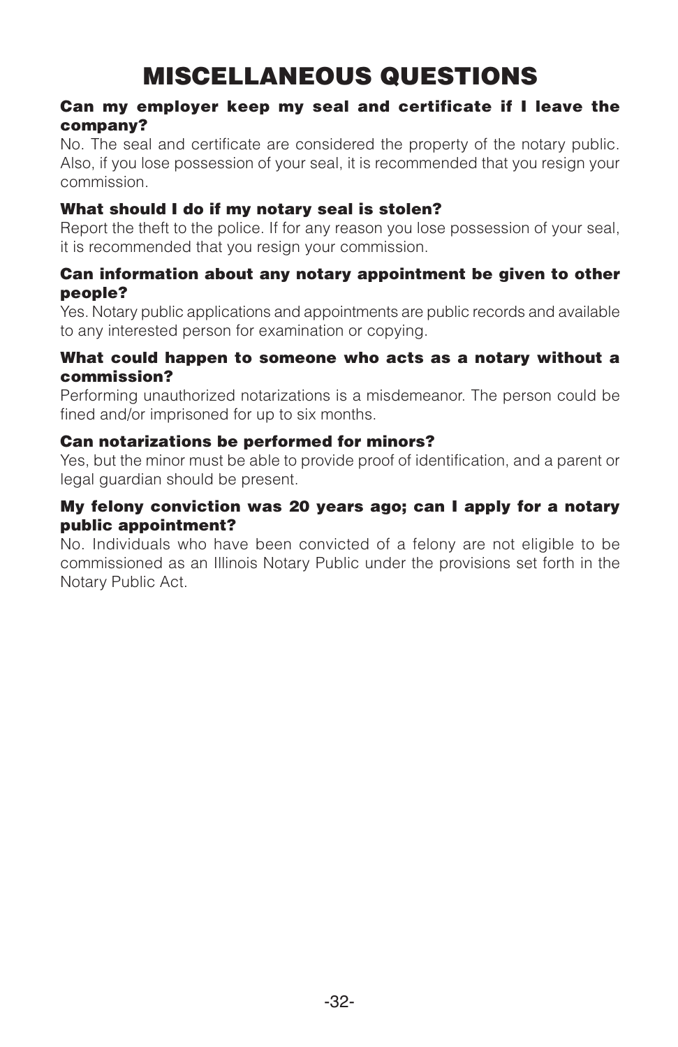# MISCELLANEOUS QUESTIONS

**Can my employer keep my seal and certificate if I leave the company?**

No. The seal and certificate are considered the property of the notary public. Also, if you lose possession of your seal, it is recommended that you resign your commission.

**What should I do if my notary seal is stolen?**

Report the theft to the police. If for any reason you lose possession of your seal, it is recommended that you resign your commission.

**Can information about any notary appointment be given to other people?**

Yes. Notary public applications and appointments are public records and available to any interested person for examination or copying.

**What could happen to someone who acts as a notary without a commission?**

Performing unauthorized notarizations is a misdemeanor. The person could be fined and/or imprisoned for up to six months.

**Can notarizations be performed for minors?**

Yes, but the minor must be able to provide proof of identification, and a parent or legal guardian should be present.

**My felony conviction was 20 years ago; can I apply for a notary public appointment?**

No. Individuals who have been convicted of a felony are not eligible to be commissioned as an Illinois Notary Public under the provisions set forth in the Notary Public Act.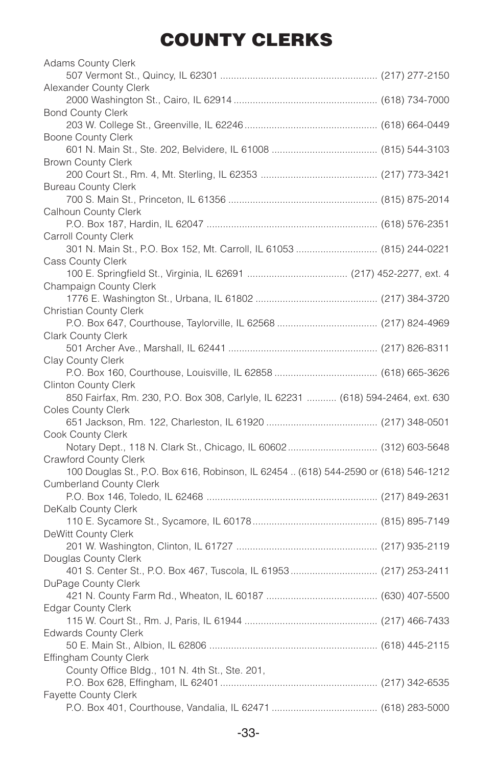# COUNTY CLERKS

Adams County Clerk
507 Vermont St., Quincy, IL 62301 ........................................................ (217) 277-2150

Alexander County Clerk
2000 Washington St., Cairo, IL 62914 .................................................... (618) 734-7000

Bond County Clerk
203 W. College St., Greenville, IL 62246................................................ (618) 664-0449

Boone County Clerk
601 N. Main St., Ste. 202, Belvidere, IL 61008 ...................................... (815) 544-3103

Brown County Clerk
200 Court St., Rm. 4, Mt. Sterling, IL 62353 .......................................... (217) 773-3421

Bureau County Clerk
700 S. Main St., Princeton, IL 61356 ...................................................... (815) 875-2014

Calhoun County Clerk
P.O. Box 187, Hardin, IL 62047 .............................................................. (618) 576-2351

Carroll County Clerk
301 N. Main St., P.O. Box 152, Mt. Carroll, IL 61053 ............................. (815) 244-0221

Cass County Clerk
100 E. Springfield St., Virginia, IL 62691 .................................... (217) 452-2277, ext. 4

Champaign County Clerk
1776 E. Washington St., Urbana, IL 61802 ............................................ (217) 384-3720

Christian County Clerk
P.O. Box 647, Courthouse, Taylorville, IL 62568 .................................... (217) 824-4969

Clark County Clerk
501 Archer Ave., Marshall, IL 62441 ...................................................... (217) 826-8311

Clay County Clerk
P.O. Box 160, Courthouse, Louisville, IL 62858 ..................................... (618) 665-3626

Clinton County Clerk
850 Fairfax, Rm. 230, P.O. Box 308, Carlyle, IL 62231 ........... (618) 594-2464, ext. 630

Coles County Clerk
651 Jackson, Rm. 122, Charleston, IL 61920 ......................................... (217) 348-0501

Cook County Clerk
Notary Dept., 118 N. Clark St., Chicago, IL 60602................................ (312) 603-5648

Crawford County Clerk
100 Douglas St., P.O. Box 616, Robinson, IL 62454 .. (618) 544-2590 or (618) 546-1212

Cumberland County Clerk
P.O. Box 146, Toledo, IL 62468 .............................................................. (217) 849-2631

DeKalb County Clerk
110 E. Sycamore St., Sycamore, IL 60178............................................. (815) 895-7149

DeWitt County Clerk
201 W. Washington, Clinton, IL 61727 ................................................... (217) 935-2119

Douglas County Clerk
401 S. Center St., P.O. Box 467, Tuscola, IL 61953 ............................... (217) 253-2411

DuPage County Clerk
421 N. County Farm Rd., Wheaton, IL 60187 ......................................... (630) 407-5500

Edgar County Clerk
115 W. Court St., Rm. J, Paris, IL 61944 ................................................ (217) 466-7433

Edwards County Clerk
50 E. Main St., Albion, IL 62806 ............................................................. (618) 445-2115

Effingham County Clerk
County Office Bldg., 101 N. 4th St., Ste. 201,
P.O. Box 628, Effingham, IL 62401......................................................... (217) 342-6535

Fayette County Clerk
P.O. Box 401, Courthouse, Vandalia, IL 62471 ...................................... (618) 283-5000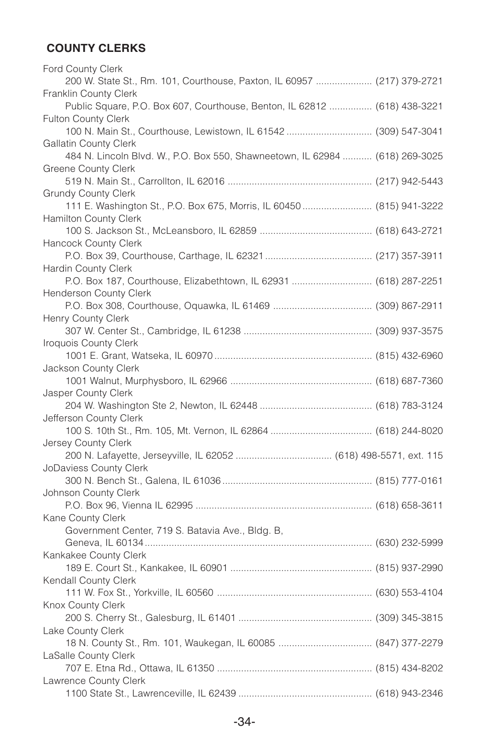## COUNTY CLERKS

Ford County Clerk
  200 W. State St., Rm. 101, Courthouse, Paxton, IL 60957 ..................... (217) 379-2721

Franklin County Clerk
  Public Square, P.O. Box 607, Courthouse, Benton, IL 62812 ................ (618) 438-3221

Fulton County Clerk
  100 N. Main St., Courthouse, Lewistown, IL 61542 ................................ (309) 547-3041

Gallatin County Clerk
  484 N. Lincoln Blvd. W., P.O. Box 550, Shawneetown, IL 62984 ........... (618) 269-3025

Greene County Clerk
  519 N. Main St., Carrollton, IL 62016 ...................................................... (217) 942-5443

Grundy County Clerk
  111 E. Washington St., P.O. Box 675, Morris, IL 60450 .......................... (815) 941-3222

Hamilton County Clerk
  100 S. Jackson St., McLeansboro, IL 62859 .......................................... (618) 643-2721

Hancock County Clerk
  P.O. Box 39, Courthouse, Carthage, IL 62321 ........................................ (217) 357-3911

Hardin County Clerk
  P.O. Box 187, Courthouse, Elizabethtown, IL 62931 .............................. (618) 287-2251

Henderson County Clerk
  P.O. Box 308, Courthouse, Oquawka, IL 61469 ..................................... (309) 867-2911

Henry County Clerk
  307 W. Center St., Cambridge, IL 61238 ................................................ (309) 937-3575

Iroquois County Clerk
  1001 E. Grant, Watseka, IL 60970 ........................................................... (815) 432-6960

Jackson County Clerk
  1001 Walnut, Murphysboro, IL 62966 ..................................................... (618) 687-7360

Jasper County Clerk
  204 W. Washington Ste 2, Newton, IL 62448 .......................................... (618) 783-3124

Jefferson County Clerk
  100 S. 10th St., Rm. 105, Mt. Vernon, IL 62864 ...................................... (618) 244-8020

Jersey County Clerk
  200 N. Lafayette, Jerseyville, IL 62052 .................................... (618) 498-5571, ext. 115

JoDaviess County Clerk
  300 N. Bench St., Galena, IL 61036 ........................................................ (815) 777-0161

Johnson County Clerk
  P.O. Box 96, Vienna IL 62995 .................................................................. (618) 658-3611

Kane County Clerk
  Government Center, 719 S. Batavia Ave., Bldg. B,
  Geneva, IL 60134 ..................................................................................... (630) 232-5999

Kankakee County Clerk
  189 E. Court St., Kankakee, IL 60901 ..................................................... (815) 937-2990

Kendall County Clerk
  111 W. Fox St., Yorkville, IL 60560 .......................................................... (630) 553-4104

Knox County Clerk
  200 S. Cherry St., Galesburg, IL 61401 .................................................. (309) 345-3815

Lake County Clerk
  18 N. County St., Rm. 101, Waukegan, IL 60085 .................................... (847) 377-2279

LaSalle County Clerk
  707 E. Etna Rd., Ottawa, IL 61350 .......................................................... (815) 434-8202

Lawrence County Clerk
  1100 State St., Lawrenceville, IL 62439 .................................................. (618) 943-2346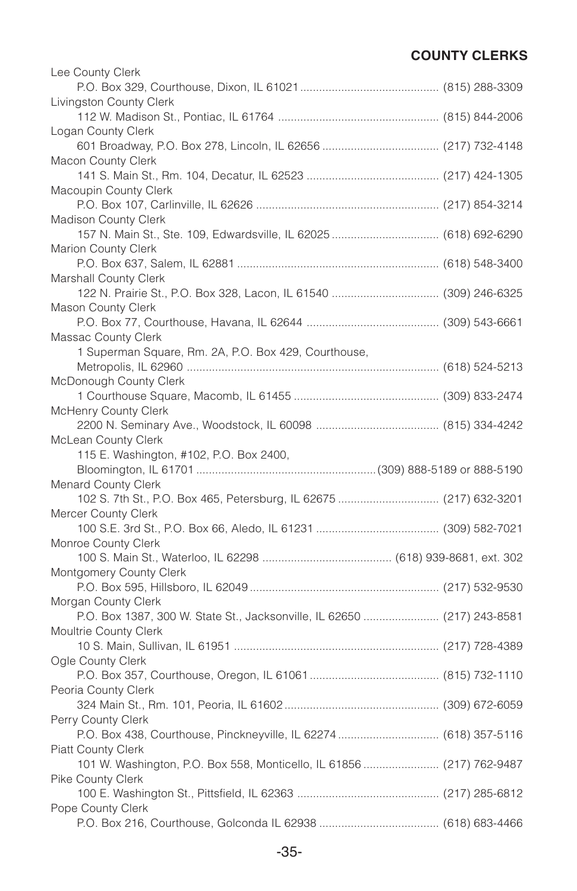## COUNTY CLERKS

Lee County Clerk
P.O. Box 329, Courthouse, Dixon, IL 61021 .......................................... (815) 288-3309

Livingston County Clerk
112 W. Madison St., Pontiac, IL 61764 .................................................. (815) 844-2006

Logan County Clerk
601 Broadway, P.O. Box 278, Lincoln, IL 62656 ..................................... (217) 732-4148

Macon County Clerk
141 S. Main St., Rm. 104, Decatur, IL 62523 .......................................... (217) 424-1305

Macoupin County Clerk
P.O. Box 107, Carlinville, IL 62626 .......................................................... (217) 854-3214

Madison County Clerk
157 N. Main St., Ste. 109, Edwardsville, IL 62025 .................................. (618) 692-6290

Marion County Clerk
P.O. Box 637, Salem, IL 62881 ................................................................ (618) 548-3400

Marshall County Clerk
122 N. Prairie St., P.O. Box 328, Lacon, IL 61540 .................................. (309) 246-6325

Mason County Clerk
P.O. Box 77, Courthouse, Havana, IL 62644 ........................................... (309) 543-6661

Massac County Clerk
1 Superman Square, Rm. 2A, P.O. Box 429, Courthouse,
Metropolis, IL 62960 ................................................................................ (618) 524-5213

McDonough County Clerk
1 Courthouse Square, Macomb, IL 61455 ................................................ (309) 833-2474

McHenry County Clerk
2200 N. Seminary Ave., Woodstock, IL 60098 ........................................ (815) 334-4242

McLean County Clerk
115 E. Washington, #102, P.O. Box 2400,
Bloomington, IL 61701 ........................................................ (309) 888-5189 or 888-5190

Menard County Clerk
102 S. 7th St., P.O. Box 465, Petersburg, IL 62675 ................................ (217) 632-3201

Mercer County Clerk
100 S.E. 3rd St., P.O. Box 66, Aledo, IL 61231 ....................................... (309) 582-7021

Monroe County Clerk
100 S. Main St., Waterloo, IL 62298 ......................................... (618) 939-8681, ext. 302

Montgomery County Clerk
P.O. Box 595, Hillsboro, IL 62049 ............................................................ (217) 532-9530

Morgan County Clerk
P.O. Box 1387, 300 W. State St., Jacksonville, IL 62650 ........................ (217) 243-8581

Moultrie County Clerk
10 S. Main, Sullivan, IL 61951 ................................................................. (217) 728-4389

Ogle County Clerk
P.O. Box 357, Courthouse, Oregon, IL 61061 .......................................... (815) 732-1110

Peoria County Clerk
324 Main St., Rm. 101, Peoria, IL 61602 ................................................. (309) 672-6059

Perry County Clerk
P.O. Box 438, Courthouse, Pinckneyville, IL 62274 ................................. (618) 357-5116

Piatt County Clerk
101 W. Washington, P.O. Box 558, Monticello, IL 61856 ......................... (217) 762-9487

Pike County Clerk
100 E. Washington St., Pittsfield, IL 62363 ............................................. (217) 285-6812

Pope County Clerk
P.O. Box 216, Courthouse, Golconda IL 62938 ....................................... (618) 683-4466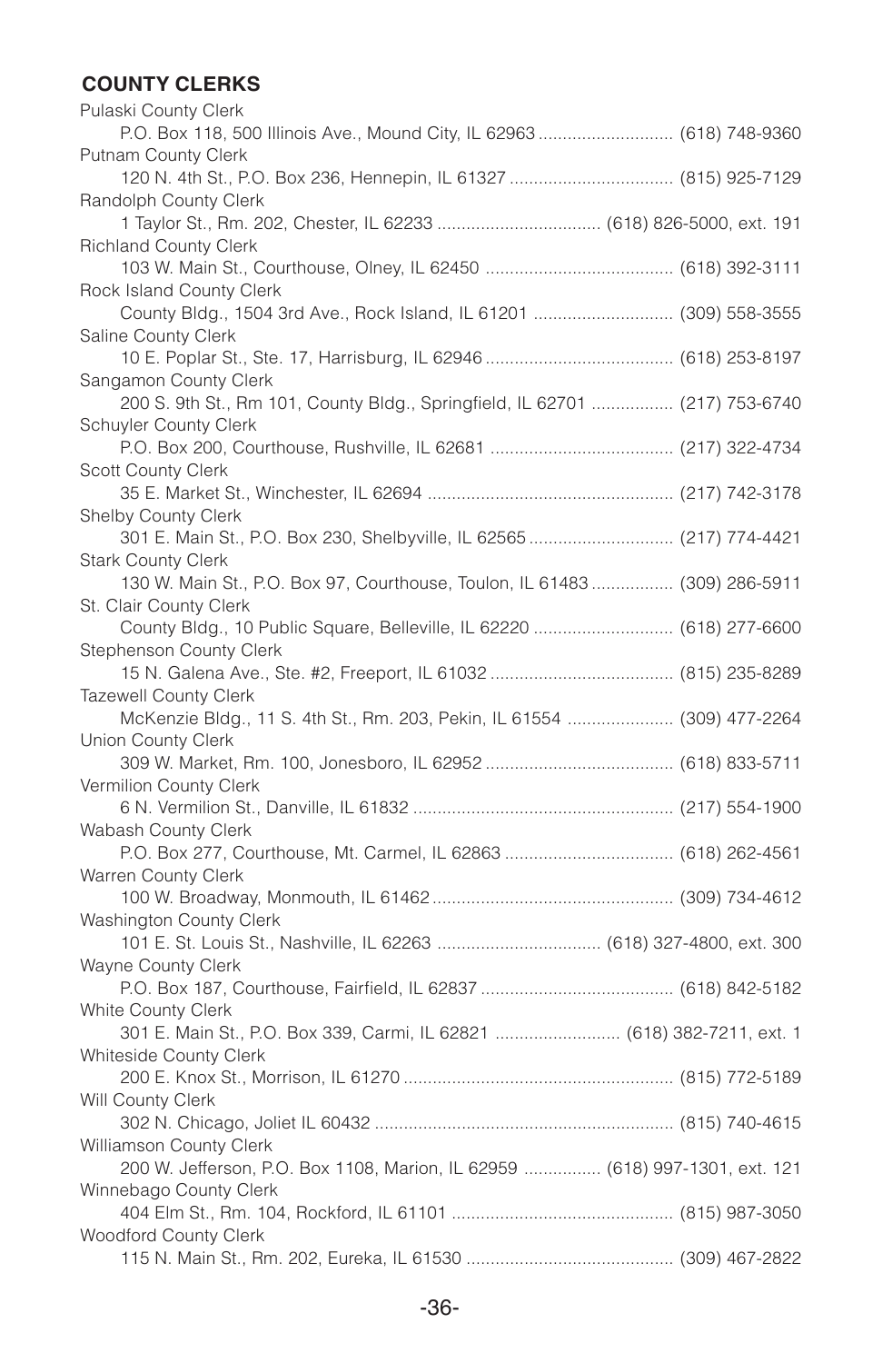### COUNTY CLERKS

Pulaski County Clerk
P.O. Box 118, 500 Illinois Ave., Mound City, IL 62963 ............................ (618) 748-9360

Putnam County Clerk
120 N. 4th St., P.O. Box 236, Hennepin, IL 61327 .................................. (815) 925-7129

Randolph County Clerk
1 Taylor St., Rm. 202, Chester, IL 62233 .................................. (618) 826-5000, ext. 191

Richland County Clerk
103 W. Main St., Courthouse, Olney, IL 62450 ....................................... (618) 392-3111

Rock Island County Clerk
County Bldg., 1504 3rd Ave., Rock Island, IL 61201 ............................. (309) 558-3555

Saline County Clerk
10 E. Poplar St., Ste. 17, Harrisburg, IL 62946 ....................................... (618) 253-8197

Sangamon County Clerk
200 S. 9th St., Rm 101, County Bldg., Springfield, IL 62701 ................. (217) 753-6740

Schuyler County Clerk
P.O. Box 200, Courthouse, Rushville, IL 62681 ...................................... (217) 322-4734

Scott County Clerk
35 E. Market St., Winchester, IL 62694 ................................................... (217) 742-3178

Shelby County Clerk
301 E. Main St., P.O. Box 230, Shelbyville, IL 62565 .............................. (217) 774-4421

Stark County Clerk
130 W. Main St., P.O. Box 97, Courthouse, Toulon, IL 61483 ................. (309) 286-5911

St. Clair County Clerk
County Bldg., 10 Public Square, Belleville, IL 62220 ............................. (618) 277-6600

Stephenson County Clerk
15 N. Galena Ave., Ste. #2, Freeport, IL 61032 ...................................... (815) 235-8289

Tazewell County Clerk
McKenzie Bldg., 11 S. 4th St., Rm. 203, Pekin, IL 61554 ...................... (309) 477-2264

Union County Clerk
309 W. Market, Rm. 100, Jonesboro, IL 62952 ....................................... (618) 833-5711

Vermilion County Clerk
6 N. Vermilion St., Danville, IL 61832 ...................................................... (217) 554-1900

Wabash County Clerk
P.O. Box 277, Courthouse, Mt. Carmel, IL 62863 ................................... (618) 262-4561

Warren County Clerk
100 W. Broadway, Monmouth, IL 61462 .................................................. (309) 734-4612

Washington County Clerk
101 E. St. Louis St., Nashville, IL 62263 .................................. (618) 327-4800, ext. 300

Wayne County Clerk
P.O. Box 187, Courthouse, Fairfield, IL 62837 ........................................ (618) 842-5182

White County Clerk
301 E. Main St., P.O. Box 339, Carmi, IL 62821 .......................... (618) 382-7211, ext. 1

Whiteside County Clerk
200 E. Knox St., Morrison, IL 61270 ........................................................ (815) 772-5189

Will County Clerk
302 N. Chicago, Joliet IL 60432 .............................................................. (815) 740-4615

Williamson County Clerk
200 W. Jefferson, P.O. Box 1108, Marion, IL 62959 ................ (618) 997-1301, ext. 121

Winnebago County Clerk
404 Elm St., Rm. 104, Rockford, IL 61101 .............................................. (815) 987-3050

Woodford County Clerk
115 N. Main St., Rm. 202, Eureka, IL 61530 ........................................... (309) 467-2822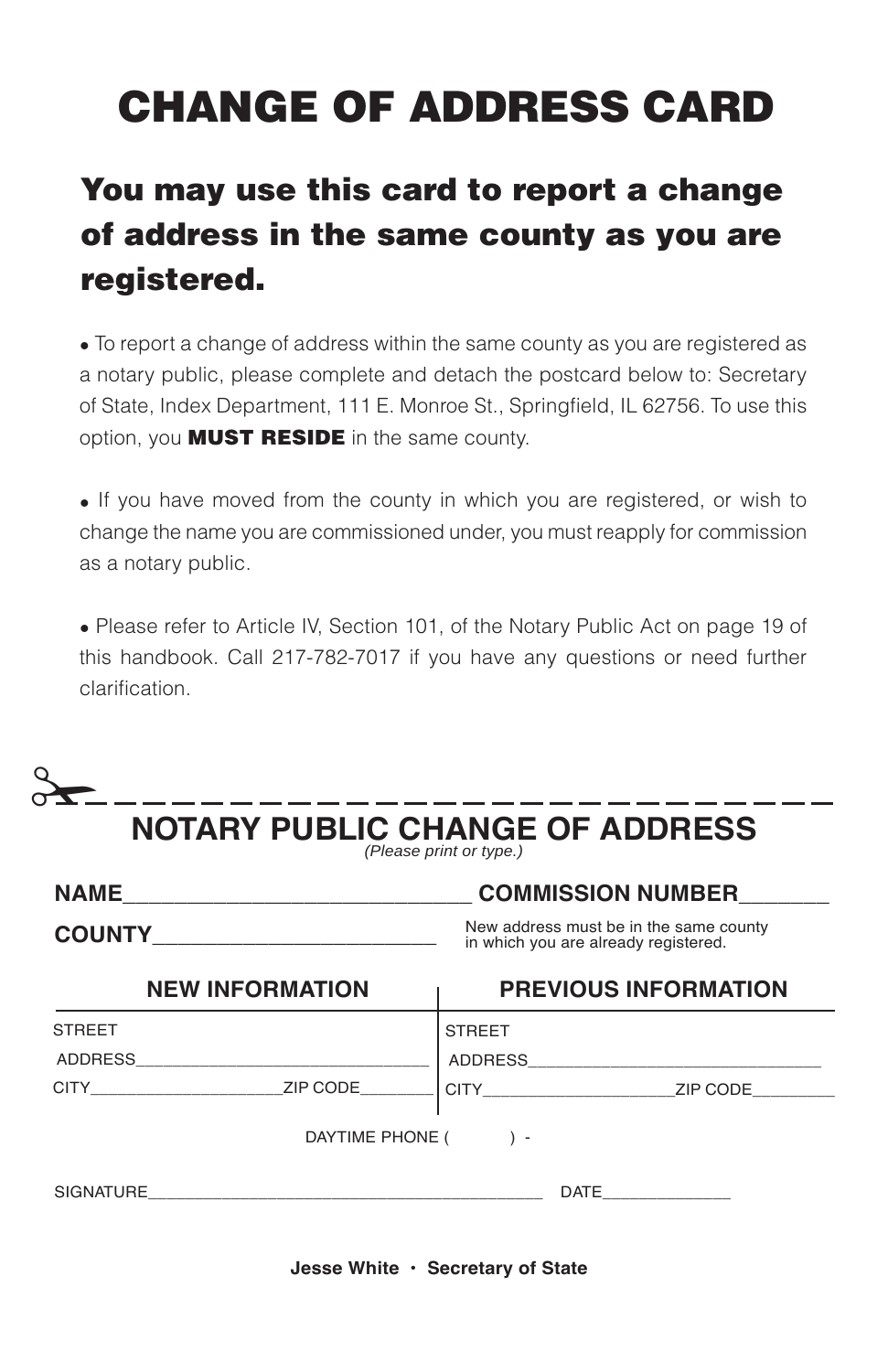# CHANGE OF ADDRESS CARD

## You may use this card to report a change of address in the same county as you are registered.

- To report a change of address within the same county as you are registered as a notary public, please complete and detach the postcard below to: Secretary of State, Index Department, 111 E. Monroe St., Springfield, IL 62756. To use this option, you **MUST RESIDE** in the same county.

- If you have moved from the county in which you are registered, or wish to change the name you are commissioned under, you must reapply for commission as a notary public.

- Please refer to Article IV, Section 101, of the Notary Public Act on page 19 of this handbook. Call 217-782-7017 if you have any questions or need further clarification.

---

## NOTARY PUBLIC CHANGE OF ADDRESS

*(Please print or type.)*

**NAME**____________________________ **COMMISSION NUMBER**_______

**COUNTY**_________________________ New address must be in the same county in which you are already registered.

| **NEW INFORMATION** | **PREVIOUS INFORMATION** |
| --- | --- |
| STREET ADDRESS_______________________________ | STREET ADDRESS_______________________________ |
| CITY____________________ZIP CODE________ | CITY____________________ZIP CODE_________ |

DAYTIME PHONE (          ) -

SIGNATURE__________________________________________ DATE______________

**Jesse White · Secretary of State**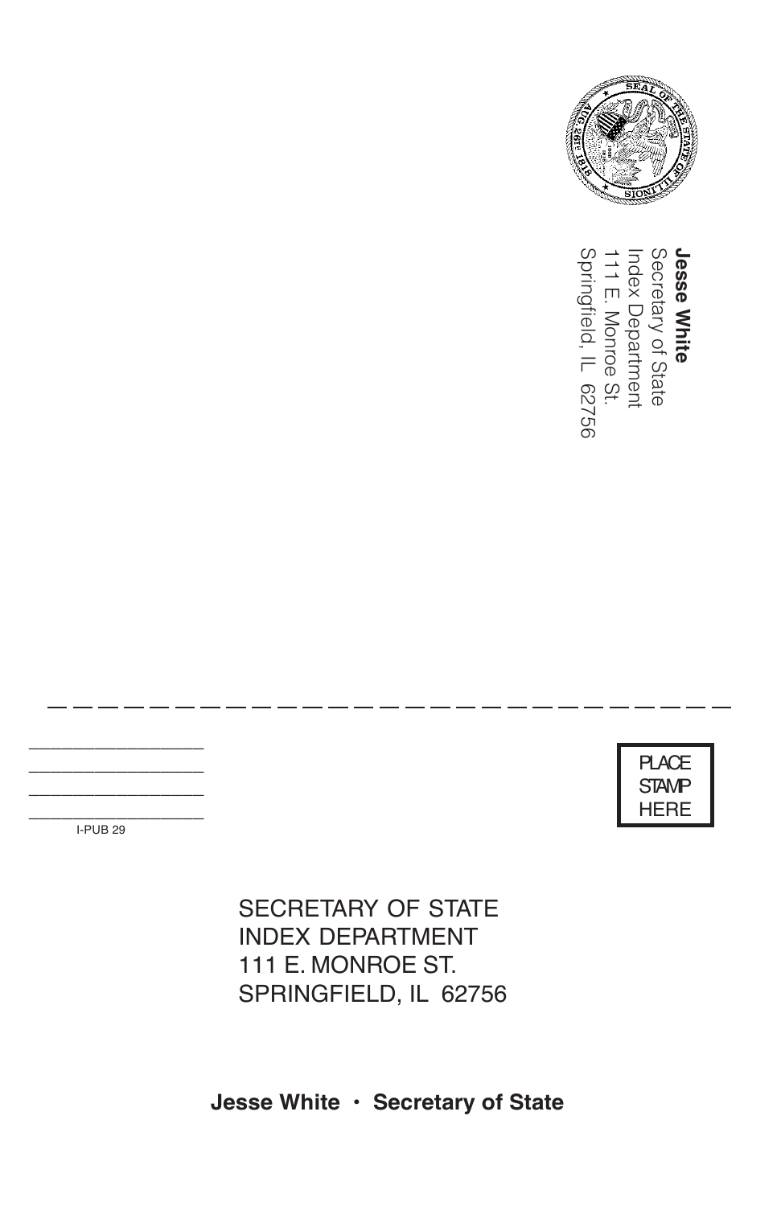**Jesse White**
Secretary of State
Index Department
111 E. Monroe St.
Springfield, IL 62756

PLACE STAMP HERE

I-PUB 29

SECRETARY OF STATE
INDEX DEPARTMENT
111 E. MONROE ST.
SPRINGFIELD, IL 62756

**Jesse White • Secretary of State**